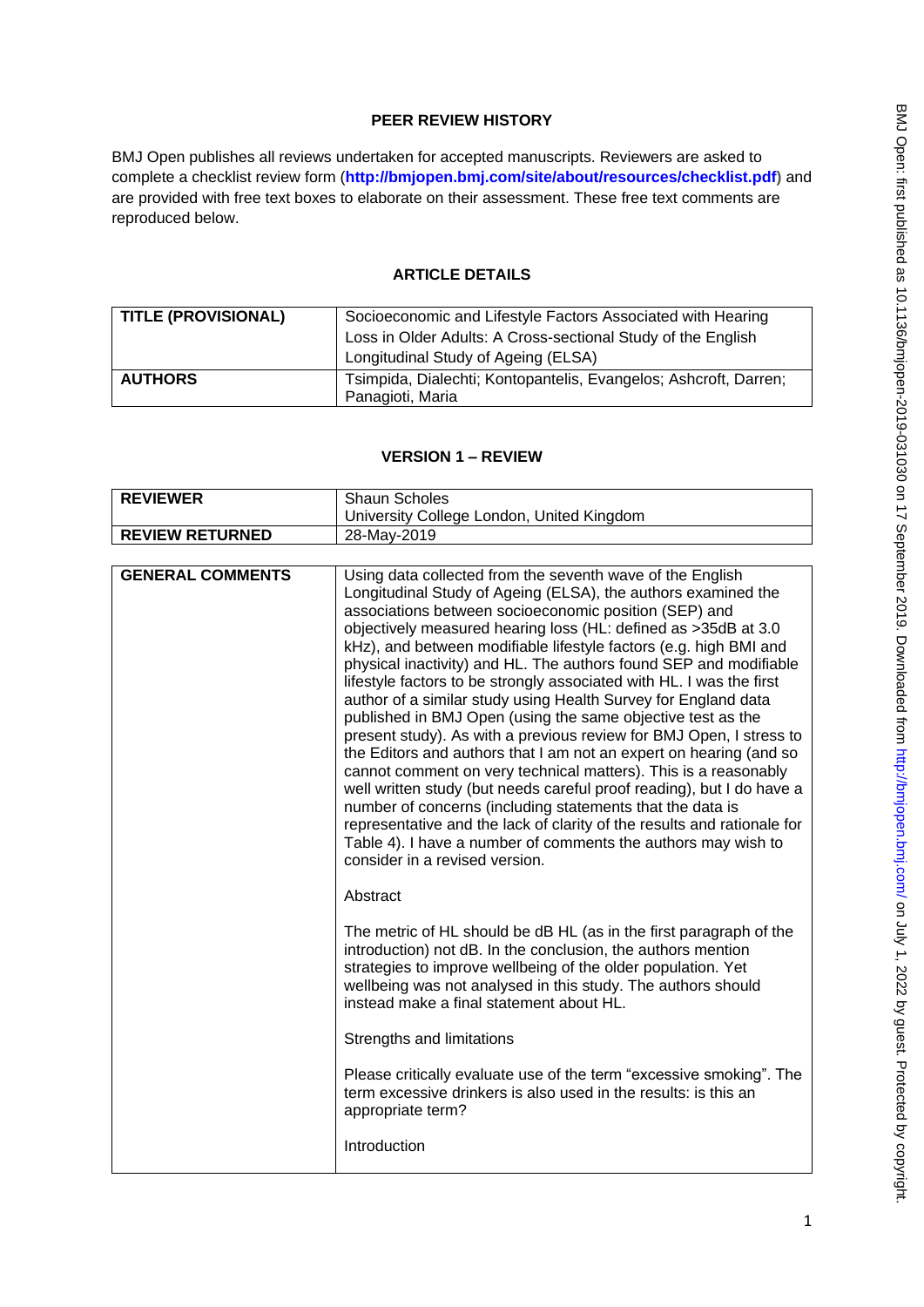## PEER REVIEW HISTORY

BMJ Open publishes all reviews undertaken for accepted manuscripts. Reviewers are asked to complete a checklist review form (**http://bmjopen.bmj.com/site/about/resources/checklist.pdf**) and are provided with free text boxes to elaborate on their assessment. These free text comments are reproduced below.

## ARTICLE DETAILS

| | |
|---|---|
| **TITLE (PROVISIONAL)** | Socioeconomic and Lifestyle Factors Associated with Hearing Loss in Older Adults: A Cross-sectional Study of the English Longitudinal Study of Ageing (ELSA) |
| **AUTHORS** | Tsimpida, Dialechti; Kontopantelis, Evangelos; Ashcroft, Darren; Panagioti, Maria |

## VERSION 1 – REVIEW

| | |
|---|---|
| **REVIEWER** | Shaun Scholes<br>University College London, United Kingdom |
| **REVIEW RETURNED** | 28-May-2019 |

| | |
|---|---|
| **GENERAL COMMENTS** | Using data collected from the seventh wave of the English Longitudinal Study of Ageing (ELSA), the authors examined the associations between socioeconomic position (SEP) and objectively measured hearing loss (HL: defined as >35dB at 3.0 kHz), and between modifiable lifestyle factors (e.g. high BMI and physical inactivity) and HL. The authors found SEP and modifiable lifestyle factors to be strongly associated with HL. I was the first author of a similar study using Health Survey for England data published in BMJ Open (using the same objective test as the present study). As with a previous review for BMJ Open, I stress to the Editors and authors that I am not an expert on hearing (and so cannot comment on very technical matters). This is a reasonably well written study (but needs careful proof reading), but I do have a number of concerns (including statements that the data is representative and the lack of clarity of the results and rationale for Table 4). I have a number of comments the authors may wish to consider in a revised version.<br><br>Abstract<br><br>The metric of HL should be dB HL (as in the first paragraph of the introduction) not dB. In the conclusion, the authors mention strategies to improve wellbeing of the older population. Yet wellbeing was not analysed in this study. The authors should instead make a final statement about HL.<br><br>Strengths and limitations<br><br>Please critically evaluate use of the term "excessive smoking". The term excessive drinkers is also used in the results: is this an appropriate term?<br><br>Introduction |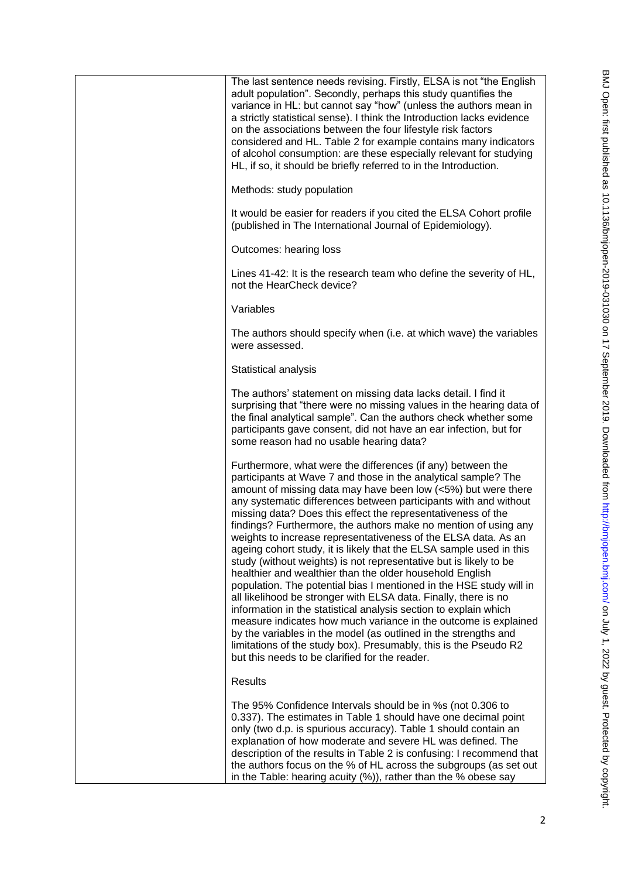The last sentence needs revising. Firstly, ELSA is not "the English adult population". Secondly, perhaps this study quantifies the variance in HL: but cannot say "how" (unless the authors mean in a strictly statistical sense). I think the Introduction lacks evidence on the associations between the four lifestyle risk factors considered and HL. Table 2 for example contains many indicators of alcohol consumption: are these especially relevant for studying HL, if so, it should be briefly referred to in the Introduction.

Methods: study population

It would be easier for readers if you cited the ELSA Cohort profile (published in The International Journal of Epidemiology).

Outcomes: hearing loss

Lines 41-42: It is the research team who define the severity of HL, not the HearCheck device?

Variables

The authors should specify when (i.e. at which wave) the variables were assessed.

Statistical analysis

The authors' statement on missing data lacks detail. I find it surprising that "there were no missing values in the hearing data of the final analytical sample". Can the authors check whether some participants gave consent, did not have an ear infection, but for some reason had no usable hearing data?

Furthermore, what were the differences (if any) between the participants at Wave 7 and those in the analytical sample? The amount of missing data may have been low (<5%) but were there any systematic differences between participants with and without missing data? Does this effect the representativeness of the findings? Furthermore, the authors make no mention of using any weights to increase representativeness of the ELSA data. As an ageing cohort study, it is likely that the ELSA sample used in this study (without weights) is not representative but is likely to be healthier and wealthier than the older household English population. The potential bias I mentioned in the HSE study will in all likelihood be stronger with ELSA data. Finally, there is no information in the statistical analysis section to explain which measure indicates how much variance in the outcome is explained by the variables in the model (as outlined in the strengths and limitations of the study box). Presumably, this is the Pseudo R2 but this needs to be clarified for the reader.

Results

The 95% Confidence Intervals should be in %s (not 0.306 to 0.337). The estimates in Table 1 should have one decimal point only (two d.p. is spurious accuracy). Table 1 should contain an explanation of how moderate and severe HL was defined. The description of the results in Table 2 is confusing: I recommend that the authors focus on the % of HL across the subgroups (as set out in the Table: hearing acuity (%)), rather than the % obese say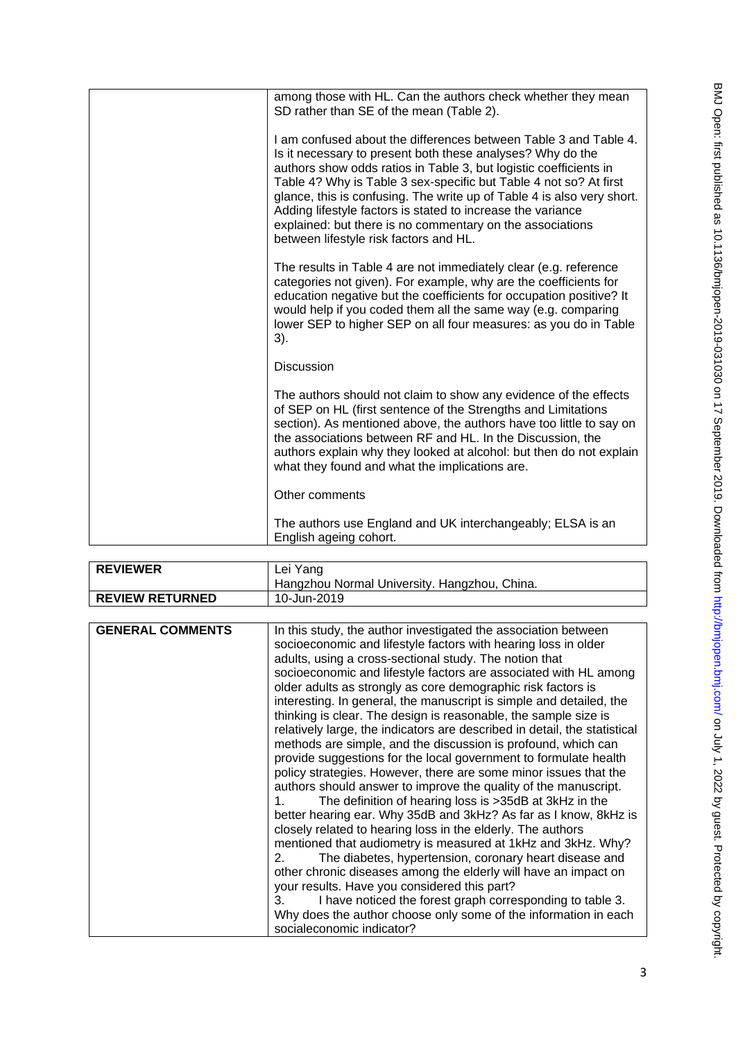| | |
|---|---|
| | among those with HL. Can the authors check whether they mean SD rather than SE of the mean (Table 2).<br><br>I am confused about the differences between Table 3 and Table 4. Is it necessary to present both these analyses? Why do the authors show odds ratios in Table 3, but logistic coefficients in Table 4? Why is Table 3 sex-specific but Table 4 not so? At first glance, this is confusing. The write up of Table 4 is also very short. Adding lifestyle factors is stated to increase the variance explained: but there is no commentary on the associations between lifestyle risk factors and HL.<br><br>The results in Table 4 are not immediately clear (e.g. reference categories not given). For example, why are the coefficients for education negative but the coefficients for occupation positive? It would help if you coded them all the same way (e.g. comparing lower SEP to higher SEP on all four measures: as you do in Table 3).<br><br>Discussion<br><br>The authors should not claim to show any evidence of the effects of SEP on HL (first sentence of the Strengths and Limitations section). As mentioned above, the authors have too little to say on the associations between RF and HL. In the Discussion, the authors explain why they looked at alcohol: but then do not explain what they found and what the implications are.<br><br>Other comments<br><br>The authors use England and UK interchangeably; ELSA is an English ageing cohort. |

| | |
|---|---|
| **REVIEWER** | Lei Yang<br>Hangzhou Normal University. Hangzhou, China. |
| **REVIEW RETURNED** | 10-Jun-2019 |

| | |
|---|---|
| **GENERAL COMMENTS** | In this study, the author investigated the association between socioeconomic and lifestyle factors with hearing loss in older adults, using a cross-sectional study. The notion that socioeconomic and lifestyle factors are associated with HL among older adults as strongly as core demographic risk factors is interesting. In general, the manuscript is simple and detailed, the thinking is clear. The design is reasonable, the sample size is relatively large, the indicators are described in detail, the statistical methods are simple, and the discussion is profound, which can provide suggestions for the local government to formulate health policy strategies. However, there are some minor issues that the authors should answer to improve the quality of the manuscript.<br>1. The definition of hearing loss is >35dB at 3kHz in the better hearing ear. Why 35dB and 3kHz? As far as I know, 8kHz is closely related to hearing loss in the elderly. The authors mentioned that audiometry is measured at 1kHz and 3kHz. Why?<br>2. The diabetes, hypertension, coronary heart disease and other chronic diseases among the elderly will have an impact on your results. Have you considered this part?<br>3. I have noticed the forest graph corresponding to table 3. Why does the author choose only some of the information in each socialeconomic indicator? |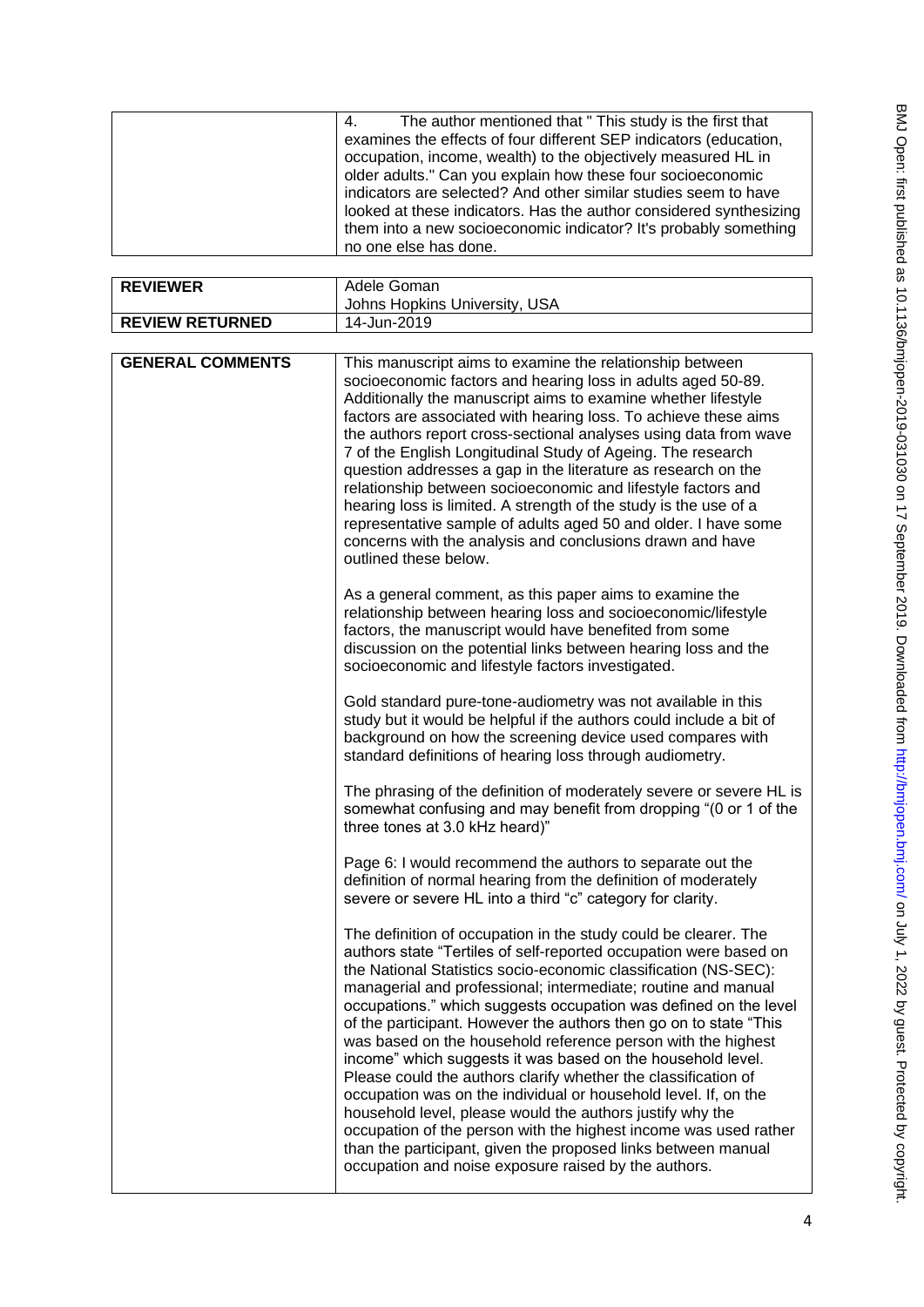| | |
|---|---|
| | 4. The author mentioned that " This study is the first that examines the effects of four different SEP indicators (education, occupation, income, wealth) to the objectively measured HL in older adults." Can you explain how these four socioeconomic indicators are selected? And other similar studies seem to have looked at these indicators. Has the author considered synthesizing them into a new socioeconomic indicator? It's probably something no one else has done. |

| | |
|---|---|
| **REVIEWER** | Adele Goman<br>Johns Hopkins University, USA |
| **REVIEW RETURNED** | 14-Jun-2019 |

| | |
|---|---|
| **GENERAL COMMENTS** | This manuscript aims to examine the relationship between socioeconomic factors and hearing loss in adults aged 50-89. Additionally the manuscript aims to examine whether lifestyle factors are associated with hearing loss. To achieve these aims the authors report cross-sectional analyses using data from wave 7 of the English Longitudinal Study of Ageing. The research question addresses a gap in the literature as research on the relationship between socioeconomic and lifestyle factors and hearing loss is limited. A strength of the study is the use of a representative sample of adults aged 50 and older. I have some concerns with the analysis and conclusions drawn and have outlined these below.<br><br>As a general comment, as this paper aims to examine the relationship between hearing loss and socioeconomic/lifestyle factors, the manuscript would have benefited from some discussion on the potential links between hearing loss and the socioeconomic and lifestyle factors investigated.<br><br>Gold standard pure-tone-audiometry was not available in this study but it would be helpful if the authors could include a bit of background on how the screening device used compares with standard definitions of hearing loss through audiometry.<br><br>The phrasing of the definition of moderately severe or severe HL is somewhat confusing and may benefit from dropping "(0 or 1 of the three tones at 3.0 kHz heard)"<br><br>Page 6: I would recommend the authors to separate out the definition of normal hearing from the definition of moderately severe or severe HL into a third "c" category for clarity.<br><br>The definition of occupation in the study could be clearer. The authors state "Tertiles of self-reported occupation were based on the National Statistics socio-economic classification (NS-SEC): managerial and professional; intermediate; routine and manual occupations." which suggests occupation was defined on the level of the participant. However the authors then go on to state "This was based on the household reference person with the highest income" which suggests it was based on the household level. Please could the authors clarify whether the classification of occupation was on the individual or household level. If, on the household level, please would the authors justify why the occupation of the person with the highest income was used rather than the participant, given the proposed links between manual occupation and noise exposure raised by the authors. |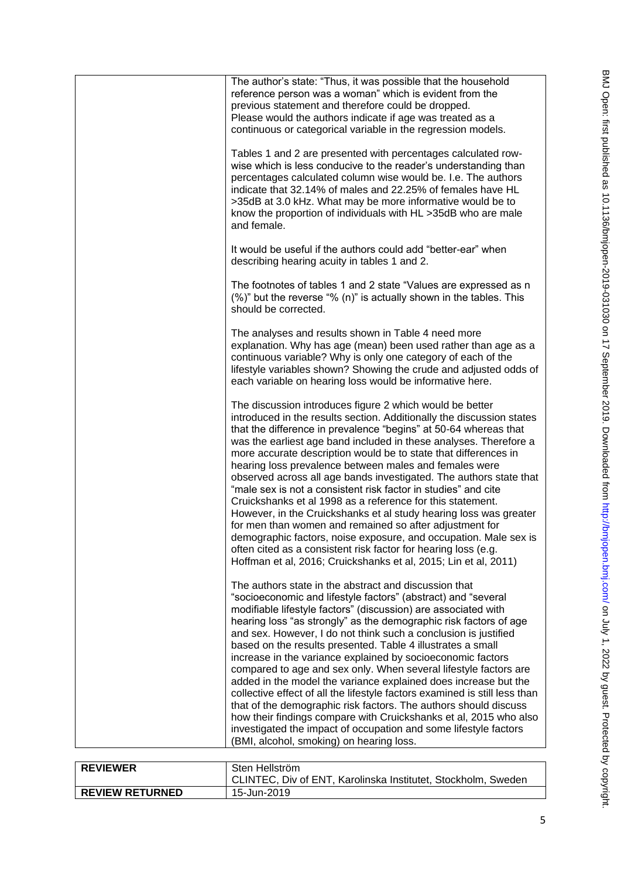| | The author's state: "Thus, it was possible that the household reference person was a woman" which is evident from the previous statement and therefore could be dropped. Please would the authors indicate if age was treated as a continuous or categorical variable in the regression models.<br><br>Tables 1 and 2 are presented with percentages calculated row-wise which is less conducive to the reader's understanding than percentages calculated column wise would be. I.e. The authors indicate that 32.14% of males and 22.25% of females have HL >35dB at 3.0 kHz. What may be more informative would be to know the proportion of individuals with HL >35dB who are male and female.<br><br>It would be useful if the authors could add "better-ear" when describing hearing acuity in tables 1 and 2.<br><br>The footnotes of tables 1 and 2 state "Values are expressed as n (%)" but the reverse "% (n)" is actually shown in the tables. This should be corrected.<br><br>The analyses and results shown in Table 4 need more explanation. Why has age (mean) been used rather than age as a continuous variable? Why is only one category of each of the lifestyle variables shown? Showing the crude and adjusted odds of each variable on hearing loss would be informative here.<br><br>The discussion introduces figure 2 which would be better introduced in the results section. Additionally the discussion states that the difference in prevalence "begins" at 50-64 whereas that was the earliest age band included in these analyses. Therefore a more accurate description would be to state that differences in hearing loss prevalence between males and females were observed across all age bands investigated. The authors state that "male sex is not a consistent risk factor in studies" and cite Cruickshanks et al 1998 as a reference for this statement. However, in the Cruickshanks et al study hearing loss was greater for men than women and remained so after adjustment for demographic factors, noise exposure, and occupation. Male sex is often cited as a consistent risk factor for hearing loss (e.g. Hoffman et al, 2016; Cruickshanks et al, 2015; Lin et al, 2011)<br><br>The authors state in the abstract and discussion that "socioeconomic and lifestyle factors" (abstract) and "several modifiable lifestyle factors" (discussion) are associated with hearing loss "as strongly" as the demographic risk factors of age and sex. However, I do not think such a conclusion is justified based on the results presented. Table 4 illustrates a small increase in the variance explained by socioeconomic factors compared to age and sex only. When several lifestyle factors are added in the model the variance explained does increase but the collective effect of all the lifestyle factors examined is still less than that of the demographic risk factors. The authors should discuss how their findings compare with Cruickshanks et al, 2015 who also investigated the impact of occupation and some lifestyle factors (BMI, alcohol, smoking) on hearing loss. |

| **REVIEWER** | Sten Hellström<br>CLINTEC, Div of ENT, Karolinska Institutet, Stockholm, Sweden |
|---|---|
| **REVIEW RETURNED** | 15-Jun-2019 |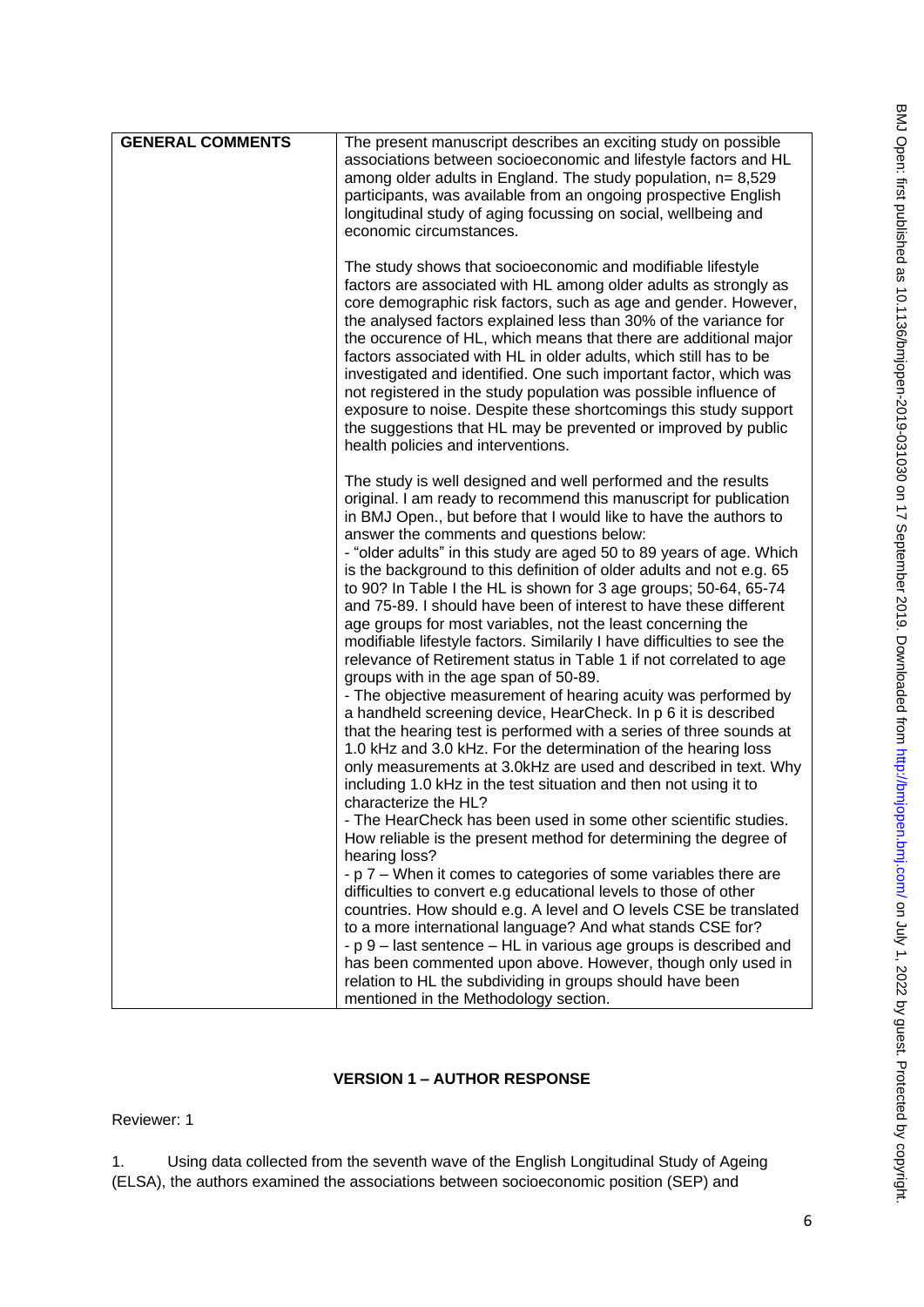| GENERAL COMMENTS | The present manuscript describes an exciting study on possible associations between socioeconomic and lifestyle factors and HL among older adults in England. The study population, n= 8,529 participants, was available from an ongoing prospective English longitudinal study of aging focussing on social, wellbeing and economic circumstances.<br><br>The study shows that socioeconomic and modifiable lifestyle factors are associated with HL among older adults as strongly as core demographic risk factors, such as age and gender. However, the analysed factors explained less than 30% of the variance for the occurence of HL, which means that there are additional major factors associated with HL in older adults, which still has to be investigated and identified. One such important factor, which was not registered in the study population was possible influence of exposure to noise. Despite these shortcomings this study support the suggestions that HL may be prevented or improved by public health policies and interventions.<br><br>The study is well designed and well performed and the results original. I am ready to recommend this manuscript for publication in BMJ Open., but before that I would like to have the authors to answer the comments and questions below:<br>- "older adults" in this study are aged 50 to 89 years of age. Which is the background to this definition of older adults and not e.g. 65 to 90? In Table I the HL is shown for 3 age groups; 50-64, 65-74 and 75-89. I should have been of interest to have these different age groups for most variables, not the least concerning the modifiable lifestyle factors. Similarily I have difficulties to see the relevance of Retirement status in Table 1 if not correlated to age groups with in the age span of 50-89.<br>- The objective measurement of hearing acuity was performed by a handheld screening device, HearCheck. In p 6 it is described that the hearing test is performed with a series of three sounds at 1.0 kHz and 3.0 kHz. For the determination of the hearing loss only measurements at 3.0kHz are used and described in text. Why including 1.0 kHz in the test situation and then not using it to characterize the HL?<br>- The HearCheck has been used in some other scientific studies. How reliable is the present method for determining the degree of hearing loss?<br>- p 7 – When it comes to categories of some variables there are difficulties to convert e.g educational levels to those of other countries. How should e.g. A level and O levels CSE be translated to a more international language? And what stands CSE for?<br>- p 9 – last sentence – HL in various age groups is described and has been commented upon above. However, though only used in relation to HL the subdividing in groups should have been mentioned in the Methodology section. |
|---|---|

**VERSION 1 – AUTHOR RESPONSE**

Reviewer: 1

1. Using data collected from the seventh wave of the English Longitudinal Study of Ageing (ELSA), the authors examined the associations between socioeconomic position (SEP) and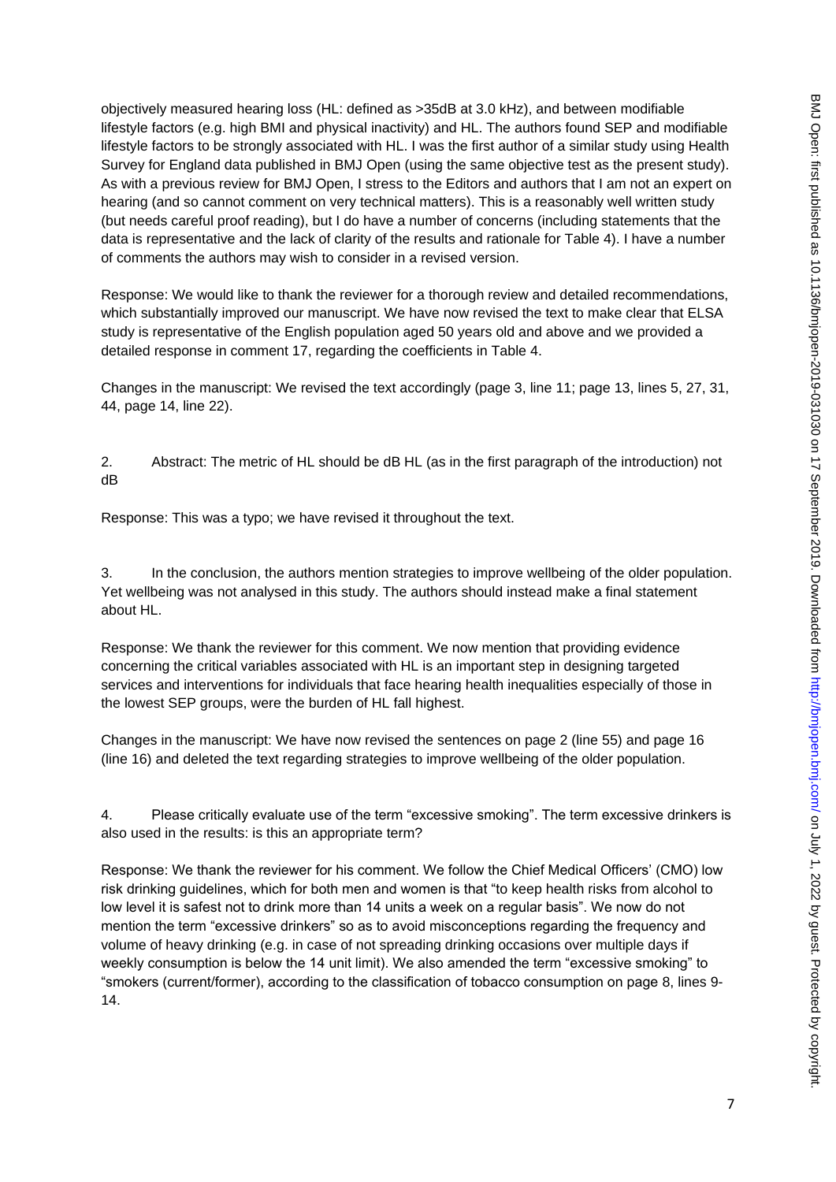objectively measured hearing loss (HL: defined as >35dB at 3.0 kHz), and between modifiable lifestyle factors (e.g. high BMI and physical inactivity) and HL. The authors found SEP and modifiable lifestyle factors to be strongly associated with HL. I was the first author of a similar study using Health Survey for England data published in BMJ Open (using the same objective test as the present study). As with a previous review for BMJ Open, I stress to the Editors and authors that I am not an expert on hearing (and so cannot comment on very technical matters). This is a reasonably well written study (but needs careful proof reading), but I do have a number of concerns (including statements that the data is representative and the lack of clarity of the results and rationale for Table 4). I have a number of comments the authors may wish to consider in a revised version.

Response: We would like to thank the reviewer for a thorough review and detailed recommendations, which substantially improved our manuscript. We have now revised the text to make clear that ELSA study is representative of the English population aged 50 years old and above and we provided a detailed response in comment 17, regarding the coefficients in Table 4.

Changes in the manuscript: We revised the text accordingly (page 3, line 11; page 13, lines 5, 27, 31, 44, page 14, line 22).

2. Abstract: The metric of HL should be dB HL (as in the first paragraph of the introduction) not dB

Response: This was a typo; we have revised it throughout the text.

3. In the conclusion, the authors mention strategies to improve wellbeing of the older population. Yet wellbeing was not analysed in this study. The authors should instead make a final statement about HL.

Response: We thank the reviewer for this comment. We now mention that providing evidence concerning the critical variables associated with HL is an important step in designing targeted services and interventions for individuals that face hearing health inequalities especially of those in the lowest SEP groups, were the burden of HL fall highest.

Changes in the manuscript: We have now revised the sentences on page 2 (line 55) and page 16 (line 16) and deleted the text regarding strategies to improve wellbeing of the older population.

4. Please critically evaluate use of the term "excessive smoking". The term excessive drinkers is also used in the results: is this an appropriate term?

Response: We thank the reviewer for his comment. We follow the Chief Medical Officers' (CMO) low risk drinking guidelines, which for both men and women is that "to keep health risks from alcohol to low level it is safest not to drink more than 14 units a week on a regular basis". We now do not mention the term "excessive drinkers" so as to avoid misconceptions regarding the frequency and volume of heavy drinking (e.g. in case of not spreading drinking occasions over multiple days if weekly consumption is below the 14 unit limit). We also amended the term "excessive smoking" to "smokers (current/former), according to the classification of tobacco consumption on page 8, lines 9-14.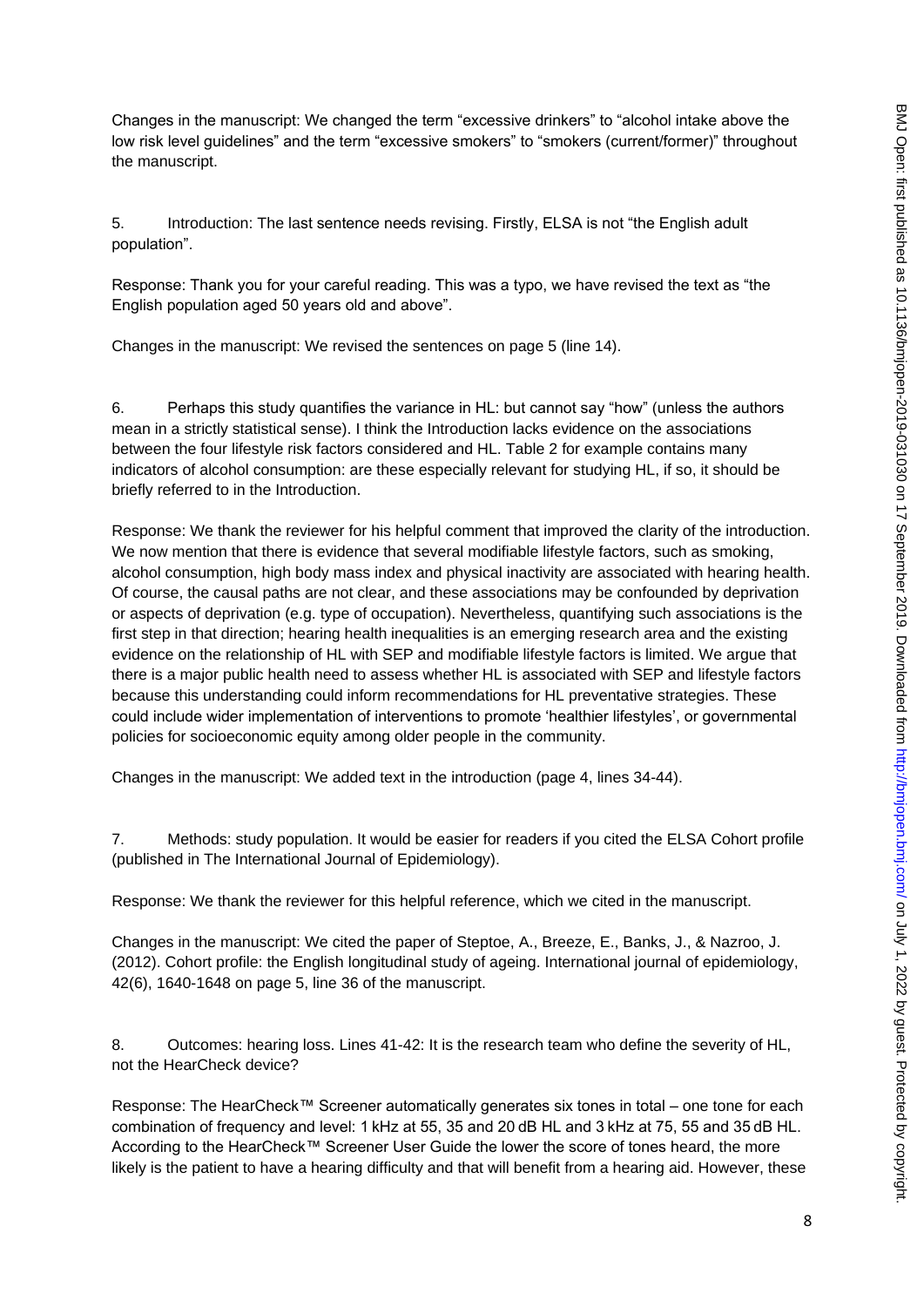Changes in the manuscript: We changed the term "excessive drinkers" to "alcohol intake above the low risk level guidelines" and the term "excessive smokers" to "smokers (current/former)" throughout the manuscript.

5. Introduction: The last sentence needs revising. Firstly, ELSA is not "the English adult population".

Response: Thank you for your careful reading. This was a typo, we have revised the text as "the English population aged 50 years old and above".

Changes in the manuscript: We revised the sentences on page 5 (line 14).

6. Perhaps this study quantifies the variance in HL: but cannot say "how" (unless the authors mean in a strictly statistical sense). I think the Introduction lacks evidence on the associations between the four lifestyle risk factors considered and HL. Table 2 for example contains many indicators of alcohol consumption: are these especially relevant for studying HL, if so, it should be briefly referred to in the Introduction.

Response: We thank the reviewer for his helpful comment that improved the clarity of the introduction. We now mention that there is evidence that several modifiable lifestyle factors, such as smoking, alcohol consumption, high body mass index and physical inactivity are associated with hearing health. Of course, the causal paths are not clear, and these associations may be confounded by deprivation or aspects of deprivation (e.g. type of occupation). Nevertheless, quantifying such associations is the first step in that direction; hearing health inequalities is an emerging research area and the existing evidence on the relationship of HL with SEP and modifiable lifestyle factors is limited. We argue that there is a major public health need to assess whether HL is associated with SEP and lifestyle factors because this understanding could inform recommendations for HL preventative strategies. These could include wider implementation of interventions to promote 'healthier lifestyles', or governmental policies for socioeconomic equity among older people in the community.

Changes in the manuscript: We added text in the introduction (page 4, lines 34-44).

7. Methods: study population. It would be easier for readers if you cited the ELSA Cohort profile (published in The International Journal of Epidemiology).

Response: We thank the reviewer for this helpful reference, which we cited in the manuscript.

Changes in the manuscript: We cited the paper of Steptoe, A., Breeze, E., Banks, J., & Nazroo, J. (2012). Cohort profile: the English longitudinal study of ageing. International journal of epidemiology, 42(6), 1640-1648 on page 5, line 36 of the manuscript.

8. Outcomes: hearing loss. Lines 41-42: It is the research team who define the severity of HL, not the HearCheck device?

Response: The HearCheck™ Screener automatically generates six tones in total – one tone for each combination of frequency and level: 1 kHz at 55, 35 and 20 dB HL and 3 kHz at 75, 55 and 35 dB HL. According to the HearCheck™ Screener User Guide the lower the score of tones heard, the more likely is the patient to have a hearing difficulty and that will benefit from a hearing aid. However, these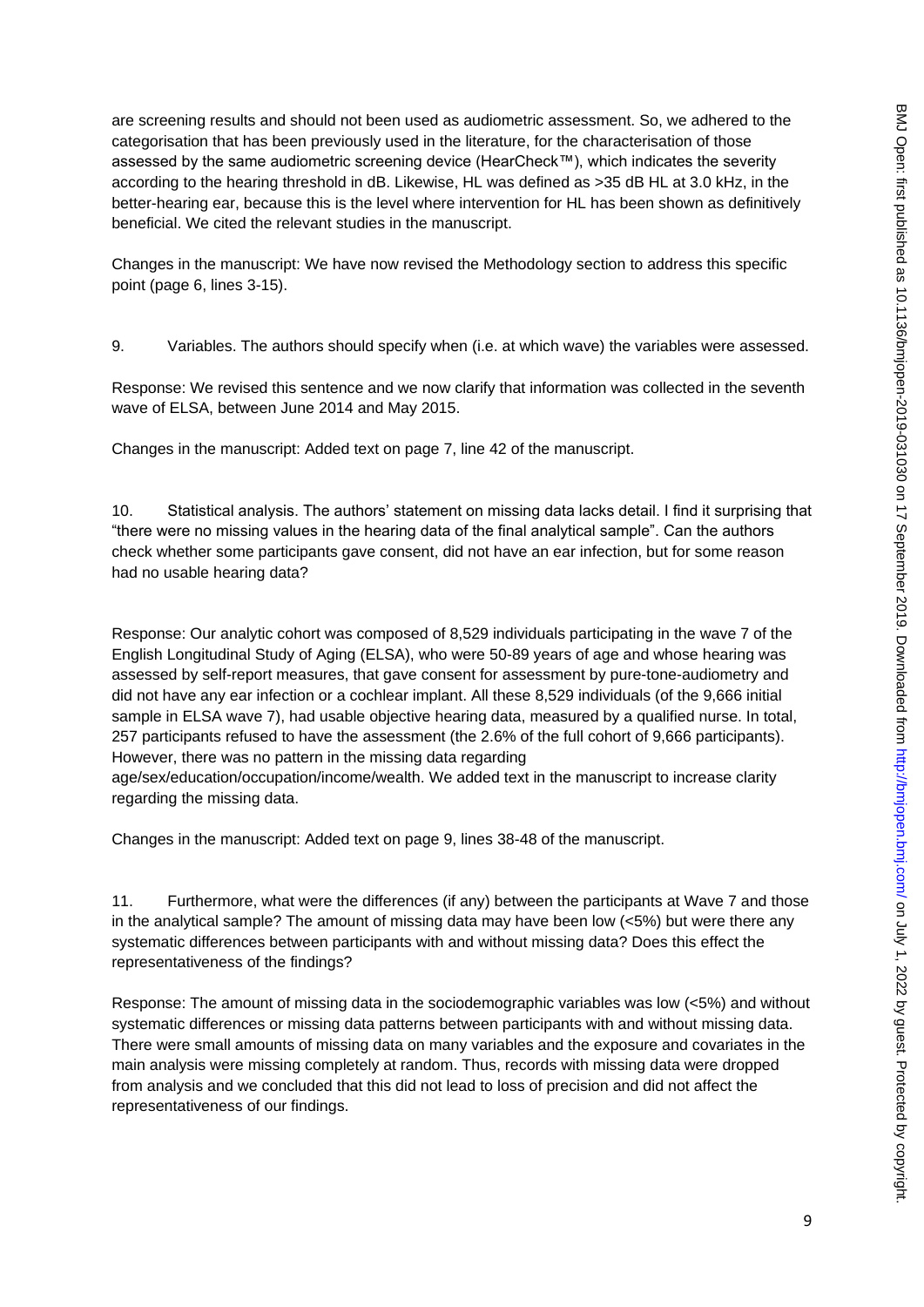are screening results and should not been used as audiometric assessment. So, we adhered to the categorisation that has been previously used in the literature, for the characterisation of those assessed by the same audiometric screening device (HearCheck™), which indicates the severity according to the hearing threshold in dB. Likewise, HL was defined as >35 dB HL at 3.0 kHz, in the better-hearing ear, because this is the level where intervention for HL has been shown as definitively beneficial. We cited the relevant studies in the manuscript.

Changes in the manuscript: We have now revised the Methodology section to address this specific point (page 6, lines 3-15).

9. Variables. The authors should specify when (i.e. at which wave) the variables were assessed.

Response: We revised this sentence and we now clarify that information was collected in the seventh wave of ELSA, between June 2014 and May 2015.

Changes in the manuscript: Added text on page 7, line 42 of the manuscript.

10. Statistical analysis. The authors' statement on missing data lacks detail. I find it surprising that "there were no missing values in the hearing data of the final analytical sample". Can the authors check whether some participants gave consent, did not have an ear infection, but for some reason had no usable hearing data?

Response: Our analytic cohort was composed of 8,529 individuals participating in the wave 7 of the English Longitudinal Study of Aging (ELSA), who were 50-89 years of age and whose hearing was assessed by self-report measures, that gave consent for assessment by pure-tone-audiometry and did not have any ear infection or a cochlear implant. All these 8,529 individuals (of the 9,666 initial sample in ELSA wave 7), had usable objective hearing data, measured by a qualified nurse. In total, 257 participants refused to have the assessment (the 2.6% of the full cohort of 9,666 participants). However, there was no pattern in the missing data regarding age/sex/education/occupation/income/wealth. We added text in the manuscript to increase clarity regarding the missing data.

Changes in the manuscript: Added text on page 9, lines 38-48 of the manuscript.

11. Furthermore, what were the differences (if any) between the participants at Wave 7 and those in the analytical sample? The amount of missing data may have been low (<5%) but were there any systematic differences between participants with and without missing data? Does this effect the representativeness of the findings?

Response: The amount of missing data in the sociodemographic variables was low (<5%) and without systematic differences or missing data patterns between participants with and without missing data. There were small amounts of missing data on many variables and the exposure and covariates in the main analysis were missing completely at random. Thus, records with missing data were dropped from analysis and we concluded that this did not lead to loss of precision and did not affect the representativeness of our findings.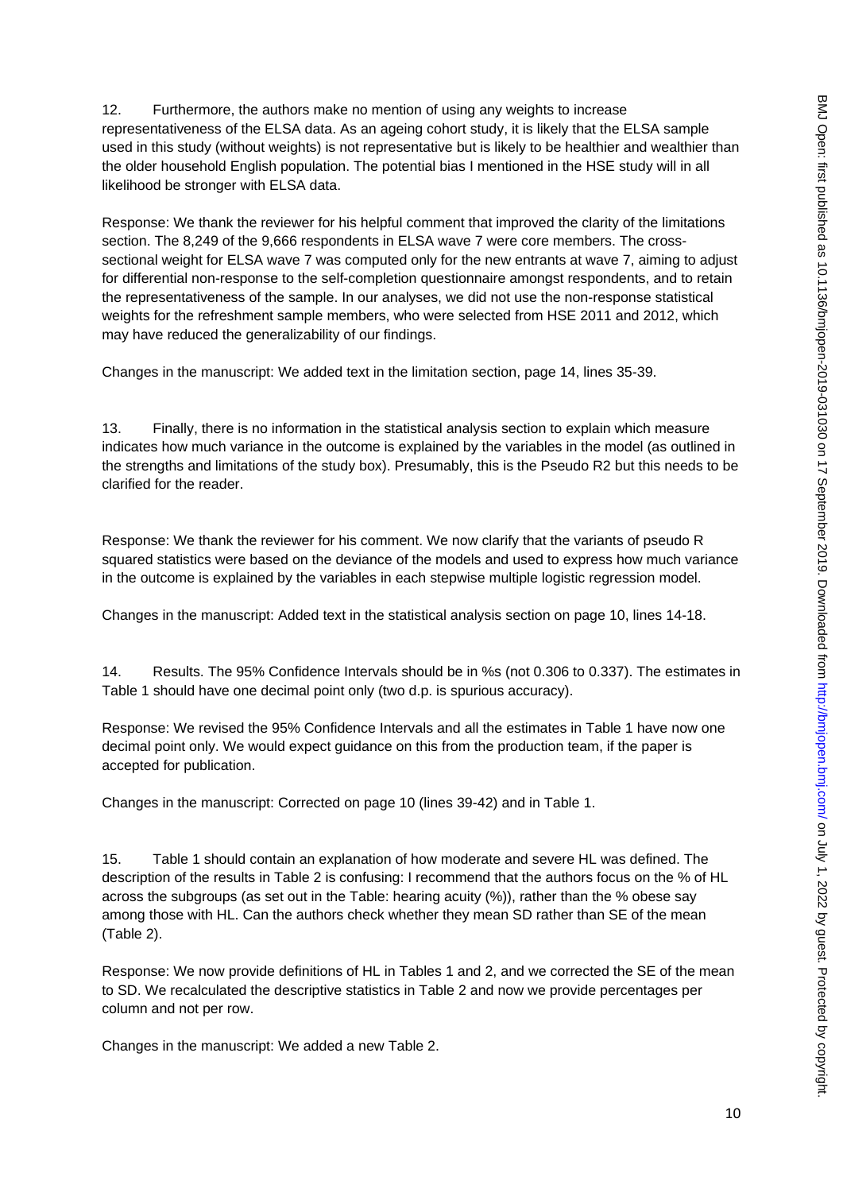12. Furthermore, the authors make no mention of using any weights to increase representativeness of the ELSA data. As an ageing cohort study, it is likely that the ELSA sample used in this study (without weights) is not representative but is likely to be healthier and wealthier than the older household English population. The potential bias I mentioned in the HSE study will in all likelihood be stronger with ELSA data.

Response: We thank the reviewer for his helpful comment that improved the clarity of the limitations section. The 8,249 of the 9,666 respondents in ELSA wave 7 were core members. The cross-sectional weight for ELSA wave 7 was computed only for the new entrants at wave 7, aiming to adjust for differential non-response to the self-completion questionnaire amongst respondents, and to retain the representativeness of the sample. In our analyses, we did not use the non-response statistical weights for the refreshment sample members, who were selected from HSE 2011 and 2012, which may have reduced the generalizability of our findings.

Changes in the manuscript: We added text in the limitation section, page 14, lines 35-39.

13. Finally, there is no information in the statistical analysis section to explain which measure indicates how much variance in the outcome is explained by the variables in the model (as outlined in the strengths and limitations of the study box). Presumably, this is the Pseudo R2 but this needs to be clarified for the reader.

Response: We thank the reviewer for his comment. We now clarify that the variants of pseudo R squared statistics were based on the deviance of the models and used to express how much variance in the outcome is explained by the variables in each stepwise multiple logistic regression model.

Changes in the manuscript: Added text in the statistical analysis section on page 10, lines 14-18.

14. Results. The 95% Confidence Intervals should be in %s (not 0.306 to 0.337). The estimates in Table 1 should have one decimal point only (two d.p. is spurious accuracy).

Response: We revised the 95% Confidence Intervals and all the estimates in Table 1 have now one decimal point only. We would expect guidance on this from the production team, if the paper is accepted for publication.

Changes in the manuscript: Corrected on page 10 (lines 39-42) and in Table 1.

15. Table 1 should contain an explanation of how moderate and severe HL was defined. The description of the results in Table 2 is confusing: I recommend that the authors focus on the % of HL across the subgroups (as set out in the Table: hearing acuity (%)), rather than the % obese say among those with HL. Can the authors check whether they mean SD rather than SE of the mean (Table 2).

Response: We now provide definitions of HL in Tables 1 and 2, and we corrected the SE of the mean to SD. We recalculated the descriptive statistics in Table 2 and now we provide percentages per column and not per row.

Changes in the manuscript: We added a new Table 2.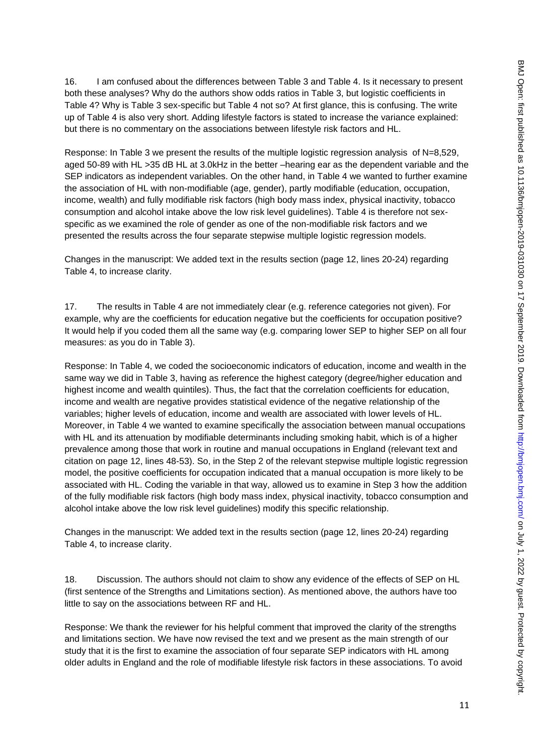16. I am confused about the differences between Table 3 and Table 4. Is it necessary to present both these analyses? Why do the authors show odds ratios in Table 3, but logistic coefficients in Table 4? Why is Table 3 sex-specific but Table 4 not so? At first glance, this is confusing. The write up of Table 4 is also very short. Adding lifestyle factors is stated to increase the variance explained: but there is no commentary on the associations between lifestyle risk factors and HL.

Response: In Table 3 we present the results of the multiple logistic regression analysis of N=8,529, aged 50-89 with HL >35 dB HL at 3.0kHz in the better –hearing ear as the dependent variable and the SEP indicators as independent variables. On the other hand, in Table 4 we wanted to further examine the association of HL with non-modifiable (age, gender), partly modifiable (education, occupation, income, wealth) and fully modifiable risk factors (high body mass index, physical inactivity, tobacco consumption and alcohol intake above the low risk level guidelines). Table 4 is therefore not sex-specific as we examined the role of gender as one of the non-modifiable risk factors and we presented the results across the four separate stepwise multiple logistic regression models.

Changes in the manuscript: We added text in the results section (page 12, lines 20-24) regarding Table 4, to increase clarity.

17. The results in Table 4 are not immediately clear (e.g. reference categories not given). For example, why are the coefficients for education negative but the coefficients for occupation positive? It would help if you coded them all the same way (e.g. comparing lower SEP to higher SEP on all four measures: as you do in Table 3).

Response: In Table 4, we coded the socioeconomic indicators of education, income and wealth in the same way we did in Table 3, having as reference the highest category (degree/higher education and highest income and wealth quintiles). Thus, the fact that the correlation coefficients for education, income and wealth are negative provides statistical evidence of the negative relationship of the variables; higher levels of education, income and wealth are associated with lower levels of HL. Moreover, in Table 4 we wanted to examine specifically the association between manual occupations with HL and its attenuation by modifiable determinants including smoking habit, which is of a higher prevalence among those that work in routine and manual occupations in England (relevant text and citation on page 12, lines 48-53). So, in the Step 2 of the relevant stepwise multiple logistic regression model, the positive coefficients for occupation indicated that a manual occupation is more likely to be associated with HL. Coding the variable in that way, allowed us to examine in Step 3 how the addition of the fully modifiable risk factors (high body mass index, physical inactivity, tobacco consumption and alcohol intake above the low risk level guidelines) modify this specific relationship.

Changes in the manuscript: We added text in the results section (page 12, lines 20-24) regarding Table 4, to increase clarity.

18. Discussion. The authors should not claim to show any evidence of the effects of SEP on HL (first sentence of the Strengths and Limitations section). As mentioned above, the authors have too little to say on the associations between RF and HL.

Response: We thank the reviewer for his helpful comment that improved the clarity of the strengths and limitations section. We have now revised the text and we present as the main strength of our study that it is the first to examine the association of four separate SEP indicators with HL among older adults in England and the role of modifiable lifestyle risk factors in these associations. To avoid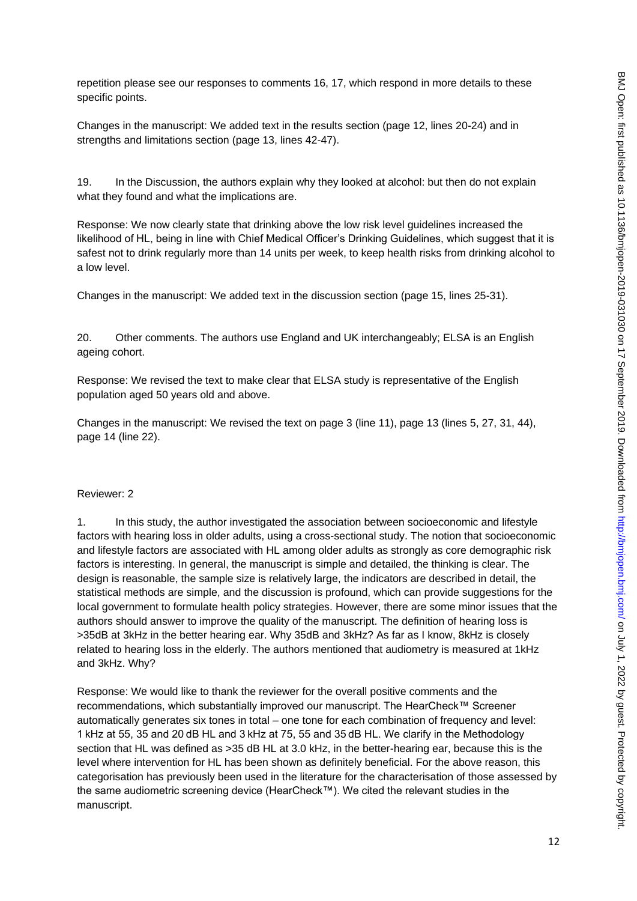repetition please see our responses to comments 16, 17, which respond in more details to these specific points.

Changes in the manuscript: We added text in the results section (page 12, lines 20-24) and in strengths and limitations section (page 13, lines 42-47).

19. In the Discussion, the authors explain why they looked at alcohol: but then do not explain what they found and what the implications are.

Response: We now clearly state that drinking above the low risk level guidelines increased the likelihood of HL, being in line with Chief Medical Officer's Drinking Guidelines, which suggest that it is safest not to drink regularly more than 14 units per week, to keep health risks from drinking alcohol to a low level.

Changes in the manuscript: We added text in the discussion section (page 15, lines 25-31).

20. Other comments. The authors use England and UK interchangeably; ELSA is an English ageing cohort.

Response: We revised the text to make clear that ELSA study is representative of the English population aged 50 years old and above.

Changes in the manuscript: We revised the text on page 3 (line 11), page 13 (lines 5, 27, 31, 44), page 14 (line 22).

Reviewer: 2

1. In this study, the author investigated the association between socioeconomic and lifestyle factors with hearing loss in older adults, using a cross-sectional study. The notion that socioeconomic and lifestyle factors are associated with HL among older adults as strongly as core demographic risk factors is interesting. In general, the manuscript is simple and detailed, the thinking is clear. The design is reasonable, the sample size is relatively large, the indicators are described in detail, the statistical methods are simple, and the discussion is profound, which can provide suggestions for the local government to formulate health policy strategies. However, there are some minor issues that the authors should answer to improve the quality of the manuscript. The definition of hearing loss is >35dB at 3kHz in the better hearing ear. Why 35dB and 3kHz? As far as I know, 8kHz is closely related to hearing loss in the elderly. The authors mentioned that audiometry is measured at 1kHz and 3kHz. Why?

Response: We would like to thank the reviewer for the overall positive comments and the recommendations, which substantially improved our manuscript. The HearCheck™ Screener automatically generates six tones in total – one tone for each combination of frequency and level: 1 kHz at 55, 35 and 20 dB HL and 3 kHz at 75, 55 and 35 dB HL. We clarify in the Methodology section that HL was defined as >35 dB HL at 3.0 kHz, in the better-hearing ear, because this is the level where intervention for HL has been shown as definitely beneficial. For the above reason, this categorisation has previously been used in the literature for the characterisation of those assessed by the same audiometric screening device (HearCheck™). We cited the relevant studies in the manuscript.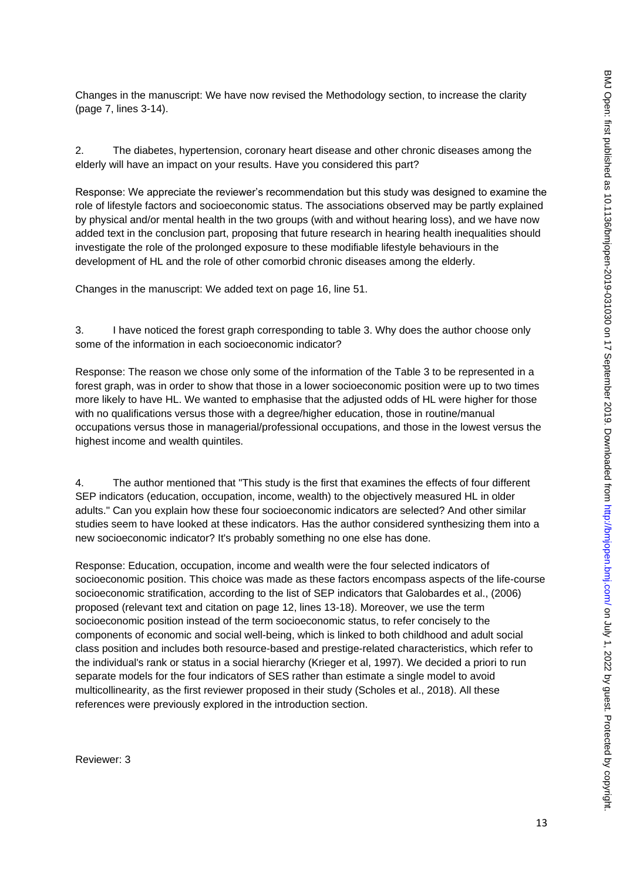Changes in the manuscript: We have now revised the Methodology section, to increase the clarity (page 7, lines 3-14).

2. The diabetes, hypertension, coronary heart disease and other chronic diseases among the elderly will have an impact on your results. Have you considered this part?

Response: We appreciate the reviewer's recommendation but this study was designed to examine the role of lifestyle factors and socioeconomic status. The associations observed may be partly explained by physical and/or mental health in the two groups (with and without hearing loss), and we have now added text in the conclusion part, proposing that future research in hearing health inequalities should investigate the role of the prolonged exposure to these modifiable lifestyle behaviours in the development of HL and the role of other comorbid chronic diseases among the elderly.

Changes in the manuscript: We added text on page 16, line 51.

3. I have noticed the forest graph corresponding to table 3. Why does the author choose only some of the information in each socioeconomic indicator?

Response: The reason we chose only some of the information of the Table 3 to be represented in a forest graph, was in order to show that those in a lower socioeconomic position were up to two times more likely to have HL. We wanted to emphasise that the adjusted odds of HL were higher for those with no qualifications versus those with a degree/higher education, those in routine/manual occupations versus those in managerial/professional occupations, and those in the lowest versus the highest income and wealth quintiles.

4. The author mentioned that "This study is the first that examines the effects of four different SEP indicators (education, occupation, income, wealth) to the objectively measured HL in older adults." Can you explain how these four socioeconomic indicators are selected? And other similar studies seem to have looked at these indicators. Has the author considered synthesizing them into a new socioeconomic indicator? It's probably something no one else has done.

Response: Education, occupation, income and wealth were the four selected indicators of socioeconomic position. This choice was made as these factors encompass aspects of the life-course socioeconomic stratification, according to the list of SEP indicators that Galobardes et al., (2006) proposed (relevant text and citation on page 12, lines 13-18). Moreover, we use the term socioeconomic position instead of the term socioeconomic status, to refer concisely to the components of economic and social well-being, which is linked to both childhood and adult social class position and includes both resource-based and prestige-related characteristics, which refer to the individual's rank or status in a social hierarchy (Krieger et al, 1997). We decided a priori to run separate models for the four indicators of SES rather than estimate a single model to avoid multicollinearity, as the first reviewer proposed in their study (Scholes et al., 2018). All these references were previously explored in the introduction section.

Reviewer: 3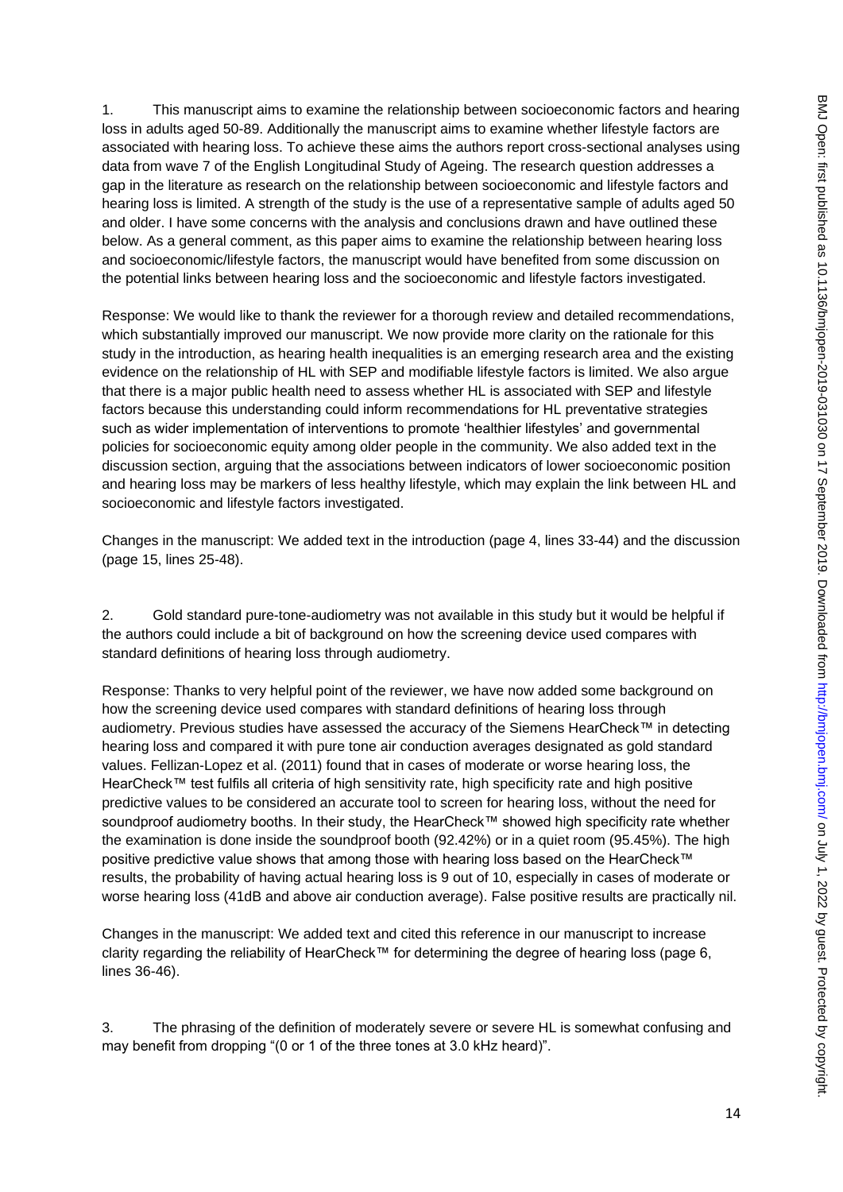1. This manuscript aims to examine the relationship between socioeconomic factors and hearing loss in adults aged 50-89. Additionally the manuscript aims to examine whether lifestyle factors are associated with hearing loss. To achieve these aims the authors report cross-sectional analyses using data from wave 7 of the English Longitudinal Study of Ageing. The research question addresses a gap in the literature as research on the relationship between socioeconomic and lifestyle factors and hearing loss is limited. A strength of the study is the use of a representative sample of adults aged 50 and older. I have some concerns with the analysis and conclusions drawn and have outlined these below. As a general comment, as this paper aims to examine the relationship between hearing loss and socioeconomic/lifestyle factors, the manuscript would have benefited from some discussion on the potential links between hearing loss and the socioeconomic and lifestyle factors investigated.

Response: We would like to thank the reviewer for a thorough review and detailed recommendations, which substantially improved our manuscript. We now provide more clarity on the rationale for this study in the introduction, as hearing health inequalities is an emerging research area and the existing evidence on the relationship of HL with SEP and modifiable lifestyle factors is limited. We also argue that there is a major public health need to assess whether HL is associated with SEP and lifestyle factors because this understanding could inform recommendations for HL preventative strategies such as wider implementation of interventions to promote 'healthier lifestyles' and governmental policies for socioeconomic equity among older people in the community. We also added text in the discussion section, arguing that the associations between indicators of lower socioeconomic position and hearing loss may be markers of less healthy lifestyle, which may explain the link between HL and socioeconomic and lifestyle factors investigated.

Changes in the manuscript: We added text in the introduction (page 4, lines 33-44) and the discussion (page 15, lines 25-48).

2. Gold standard pure-tone-audiometry was not available in this study but it would be helpful if the authors could include a bit of background on how the screening device used compares with standard definitions of hearing loss through audiometry.

Response: Thanks to very helpful point of the reviewer, we have now added some background on how the screening device used compares with standard definitions of hearing loss through audiometry. Previous studies have assessed the accuracy of the Siemens HearCheck™ in detecting hearing loss and compared it with pure tone air conduction averages designated as gold standard values. Fellizan-Lopez et al. (2011) found that in cases of moderate or worse hearing loss, the HearCheck™ test fulfils all criteria of high sensitivity rate, high specificity rate and high positive predictive values to be considered an accurate tool to screen for hearing loss, without the need for soundproof audiometry booths. In their study, the HearCheck™ showed high specificity rate whether the examination is done inside the soundproof booth (92.42%) or in a quiet room (95.45%). The high positive predictive value shows that among those with hearing loss based on the HearCheck™ results, the probability of having actual hearing loss is 9 out of 10, especially in cases of moderate or worse hearing loss (41dB and above air conduction average). False positive results are practically nil.

Changes in the manuscript: We added text and cited this reference in our manuscript to increase clarity regarding the reliability of HearCheck™ for determining the degree of hearing loss (page 6, lines 36-46).

3. The phrasing of the definition of moderately severe or severe HL is somewhat confusing and may benefit from dropping "(0 or 1 of the three tones at 3.0 kHz heard)".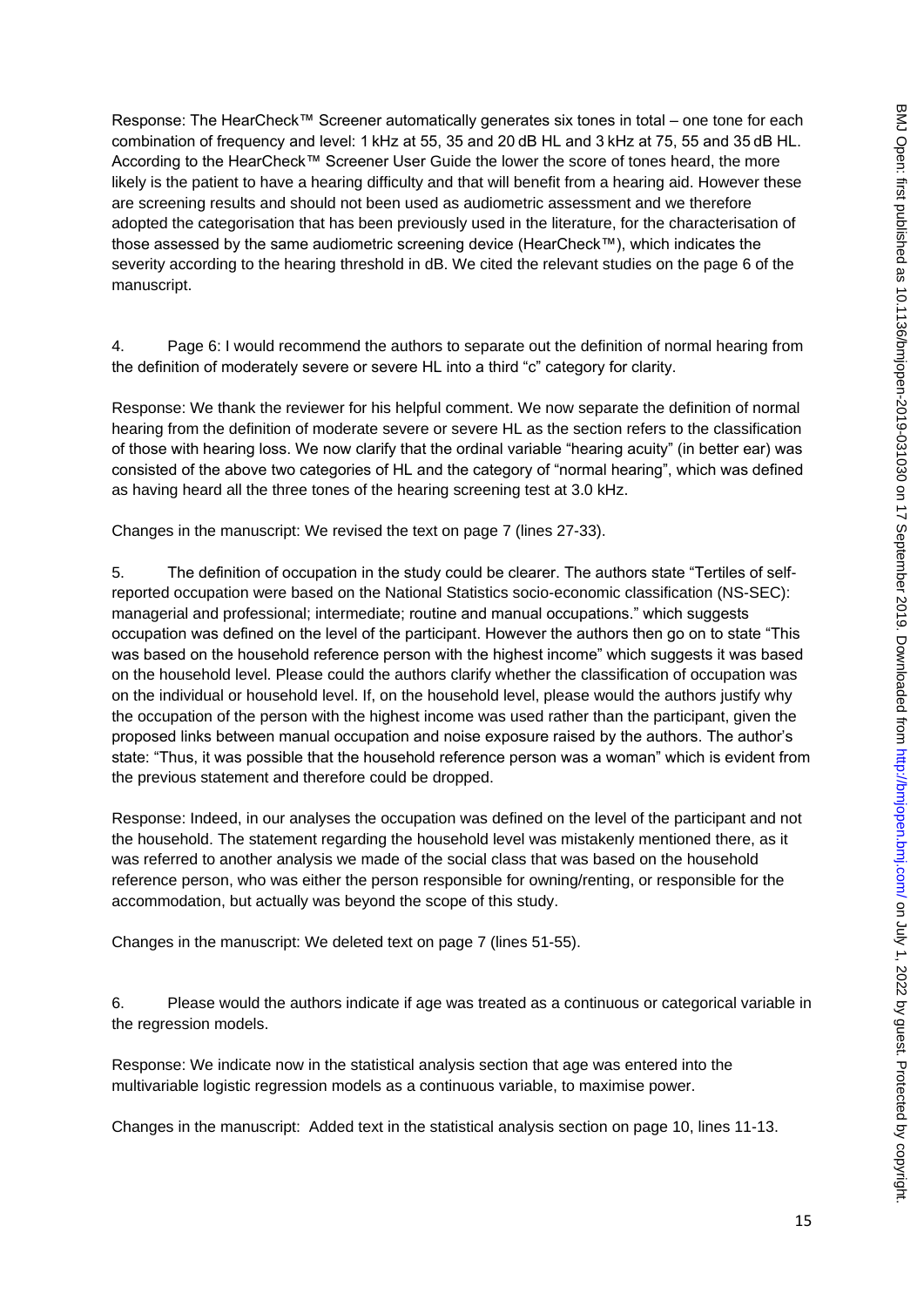Response: The HearCheck™ Screener automatically generates six tones in total – one tone for each combination of frequency and level: 1 kHz at 55, 35 and 20 dB HL and 3 kHz at 75, 55 and 35 dB HL. According to the HearCheck™ Screener User Guide the lower the score of tones heard, the more likely is the patient to have a hearing difficulty and that will benefit from a hearing aid. However these are screening results and should not been used as audiometric assessment and we therefore adopted the categorisation that has been previously used in the literature, for the characterisation of those assessed by the same audiometric screening device (HearCheck™), which indicates the severity according to the hearing threshold in dB. We cited the relevant studies on the page 6 of the manuscript.

4. Page 6: I would recommend the authors to separate out the definition of normal hearing from the definition of moderately severe or severe HL into a third "c" category for clarity.

Response: We thank the reviewer for his helpful comment. We now separate the definition of normal hearing from the definition of moderate severe or severe HL as the section refers to the classification of those with hearing loss. We now clarify that the ordinal variable "hearing acuity" (in better ear) was consisted of the above two categories of HL and the category of "normal hearing", which was defined as having heard all the three tones of the hearing screening test at 3.0 kHz.

Changes in the manuscript: We revised the text on page 7 (lines 27-33).

5. The definition of occupation in the study could be clearer. The authors state "Tertiles of self-reported occupation were based on the National Statistics socio-economic classification (NS-SEC): managerial and professional; intermediate; routine and manual occupations." which suggests occupation was defined on the level of the participant. However the authors then go on to state "This was based on the household reference person with the highest income" which suggests it was based on the household level. Please could the authors clarify whether the classification of occupation was on the individual or household level. If, on the household level, please would the authors justify why the occupation of the person with the highest income was used rather than the participant, given the proposed links between manual occupation and noise exposure raised by the authors. The author's state: "Thus, it was possible that the household reference person was a woman" which is evident from the previous statement and therefore could be dropped.

Response: Indeed, in our analyses the occupation was defined on the level of the participant and not the household. The statement regarding the household level was mistakenly mentioned there, as it was referred to another analysis we made of the social class that was based on the household reference person, who was either the person responsible for owning/renting, or responsible for the accommodation, but actually was beyond the scope of this study.

Changes in the manuscript: We deleted text on page 7 (lines 51-55).

6. Please would the authors indicate if age was treated as a continuous or categorical variable in the regression models.

Response: We indicate now in the statistical analysis section that age was entered into the multivariable logistic regression models as a continuous variable, to maximise power.

Changes in the manuscript: Added text in the statistical analysis section on page 10, lines 11-13.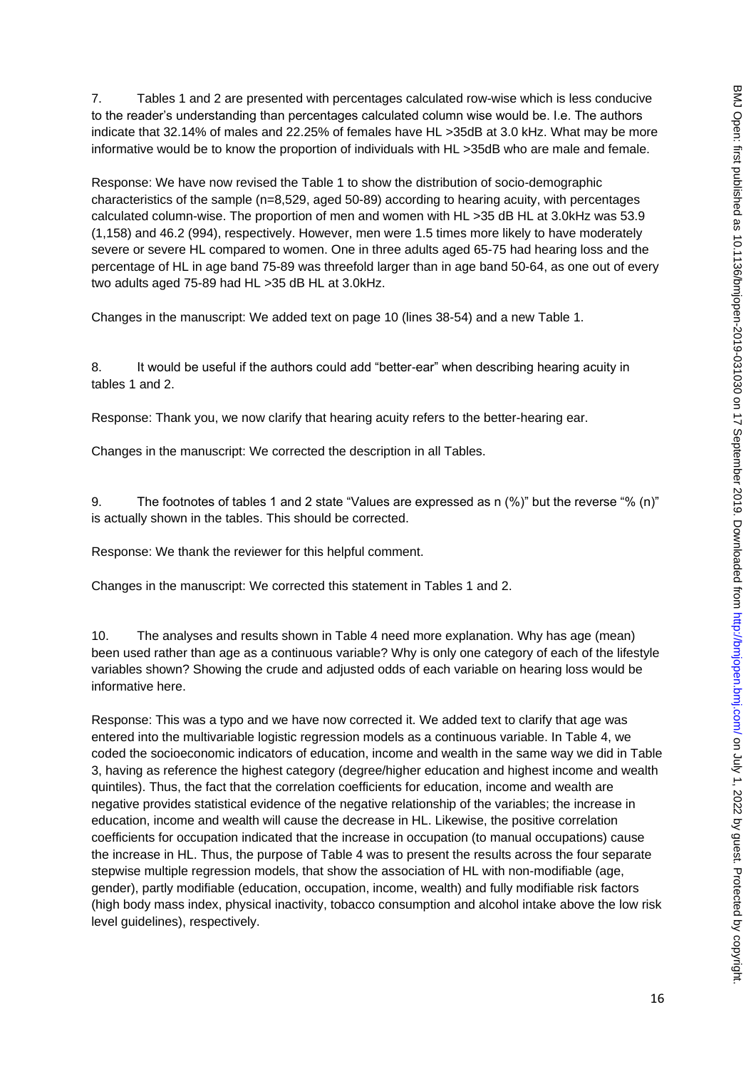7. Tables 1 and 2 are presented with percentages calculated row-wise which is less conducive to the reader's understanding than percentages calculated column wise would be. I.e. The authors indicate that 32.14% of males and 22.25% of females have HL >35dB at 3.0 kHz. What may be more informative would be to know the proportion of individuals with HL >35dB who are male and female.

Response: We have now revised the Table 1 to show the distribution of socio-demographic characteristics of the sample (n=8,529, aged 50-89) according to hearing acuity, with percentages calculated column-wise. The proportion of men and women with HL >35 dB HL at 3.0kHz was 53.9 (1,158) and 46.2 (994), respectively. However, men were 1.5 times more likely to have moderately severe or severe HL compared to women. One in three adults aged 65-75 had hearing loss and the percentage of HL in age band 75-89 was threefold larger than in age band 50-64, as one out of every two adults aged 75-89 had HL >35 dB HL at 3.0kHz.

Changes in the manuscript: We added text on page 10 (lines 38-54) and a new Table 1.

8. It would be useful if the authors could add "better-ear" when describing hearing acuity in tables 1 and 2.

Response: Thank you, we now clarify that hearing acuity refers to the better-hearing ear.

Changes in the manuscript: We corrected the description in all Tables.

9. The footnotes of tables 1 and 2 state "Values are expressed as n (%)" but the reverse "% (n)" is actually shown in the tables. This should be corrected.

Response: We thank the reviewer for this helpful comment.

Changes in the manuscript: We corrected this statement in Tables 1 and 2.

10. The analyses and results shown in Table 4 need more explanation. Why has age (mean) been used rather than age as a continuous variable? Why is only one category of each of the lifestyle variables shown? Showing the crude and adjusted odds of each variable on hearing loss would be informative here.

Response: This was a typo and we have now corrected it. We added text to clarify that age was entered into the multivariable logistic regression models as a continuous variable. In Table 4, we coded the socioeconomic indicators of education, income and wealth in the same way we did in Table 3, having as reference the highest category (degree/higher education and highest income and wealth quintiles). Thus, the fact that the correlation coefficients for education, income and wealth are negative provides statistical evidence of the negative relationship of the variables; the increase in education, income and wealth will cause the decrease in HL. Likewise, the positive correlation coefficients for occupation indicated that the increase in occupation (to manual occupations) cause the increase in HL. Thus, the purpose of Table 4 was to present the results across the four separate stepwise multiple regression models, that show the association of HL with non-modifiable (age, gender), partly modifiable (education, occupation, income, wealth) and fully modifiable risk factors (high body mass index, physical inactivity, tobacco consumption and alcohol intake above the low risk level guidelines), respectively.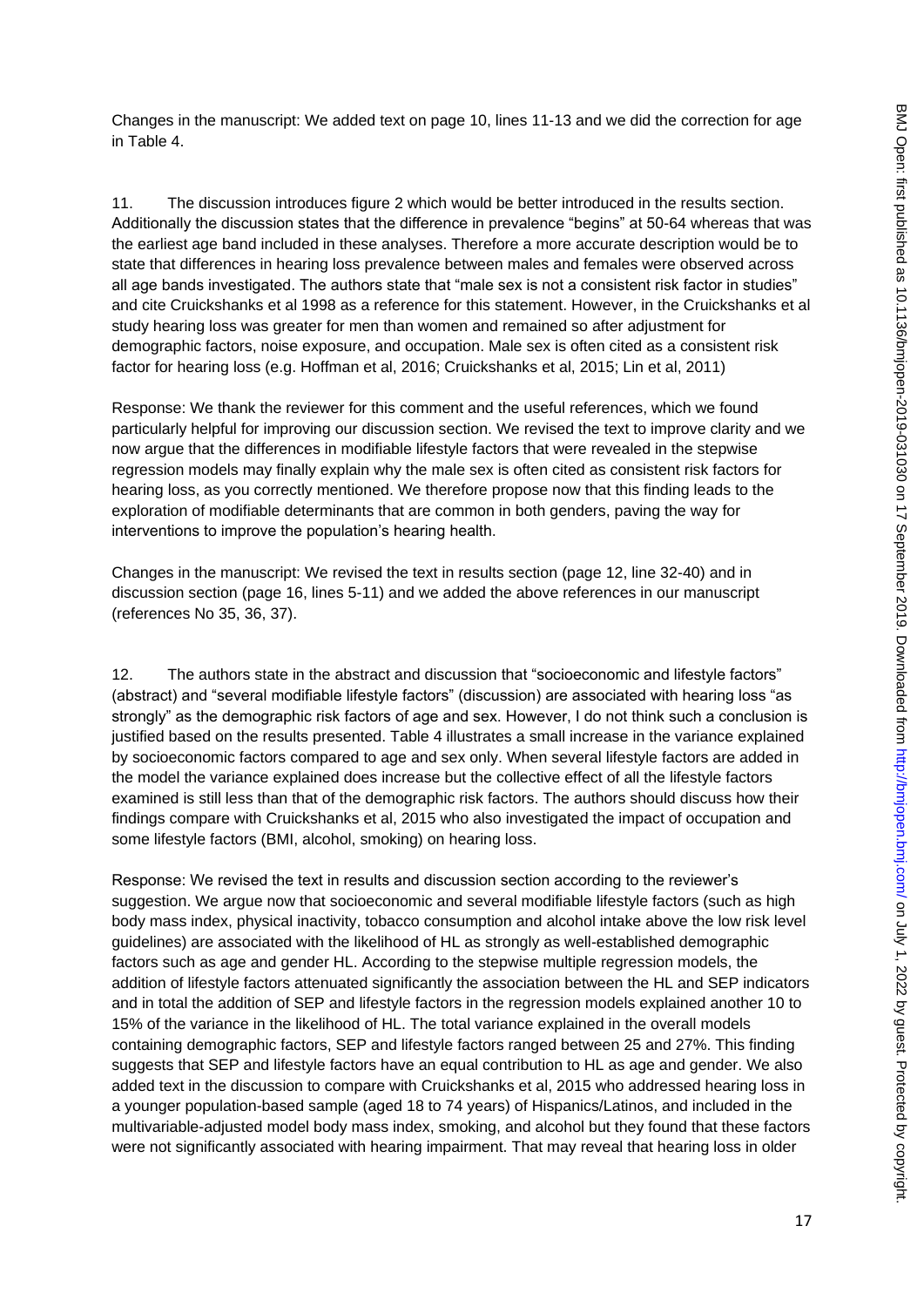Changes in the manuscript: We added text on page 10, lines 11-13 and we did the correction for age in Table 4.

11. The discussion introduces figure 2 which would be better introduced in the results section. Additionally the discussion states that the difference in prevalence "begins" at 50-64 whereas that was the earliest age band included in these analyses. Therefore a more accurate description would be to state that differences in hearing loss prevalence between males and females were observed across all age bands investigated. The authors state that "male sex is not a consistent risk factor in studies" and cite Cruickshanks et al 1998 as a reference for this statement. However, in the Cruickshanks et al study hearing loss was greater for men than women and remained so after adjustment for demographic factors, noise exposure, and occupation. Male sex is often cited as a consistent risk factor for hearing loss (e.g. Hoffman et al, 2016; Cruickshanks et al, 2015; Lin et al, 2011)

Response: We thank the reviewer for this comment and the useful references, which we found particularly helpful for improving our discussion section. We revised the text to improve clarity and we now argue that the differences in modifiable lifestyle factors that were revealed in the stepwise regression models may finally explain why the male sex is often cited as consistent risk factors for hearing loss, as you correctly mentioned. We therefore propose now that this finding leads to the exploration of modifiable determinants that are common in both genders, paving the way for interventions to improve the population's hearing health.

Changes in the manuscript: We revised the text in results section (page 12, line 32-40) and in discussion section (page 16, lines 5-11) and we added the above references in our manuscript (references No 35, 36, 37).

12. The authors state in the abstract and discussion that "socioeconomic and lifestyle factors" (abstract) and "several modifiable lifestyle factors" (discussion) are associated with hearing loss "as strongly" as the demographic risk factors of age and sex. However, I do not think such a conclusion is justified based on the results presented. Table 4 illustrates a small increase in the variance explained by socioeconomic factors compared to age and sex only. When several lifestyle factors are added in the model the variance explained does increase but the collective effect of all the lifestyle factors examined is still less than that of the demographic risk factors. The authors should discuss how their findings compare with Cruickshanks et al, 2015 who also investigated the impact of occupation and some lifestyle factors (BMI, alcohol, smoking) on hearing loss.

Response: We revised the text in results and discussion section according to the reviewer's suggestion. We argue now that socioeconomic and several modifiable lifestyle factors (such as high body mass index, physical inactivity, tobacco consumption and alcohol intake above the low risk level guidelines) are associated with the likelihood of HL as strongly as well-established demographic factors such as age and gender HL. According to the stepwise multiple regression models, the addition of lifestyle factors attenuated significantly the association between the HL and SEP indicators and in total the addition of SEP and lifestyle factors in the regression models explained another 10 to 15% of the variance in the likelihood of HL. The total variance explained in the overall models containing demographic factors, SEP and lifestyle factors ranged between 25 and 27%. This finding suggests that SEP and lifestyle factors have an equal contribution to HL as age and gender. We also added text in the discussion to compare with Cruickshanks et al, 2015 who addressed hearing loss in a younger population-based sample (aged 18 to 74 years) of Hispanics/Latinos, and included in the multivariable-adjusted model body mass index, smoking, and alcohol but they found that these factors were not significantly associated with hearing impairment. That may reveal that hearing loss in older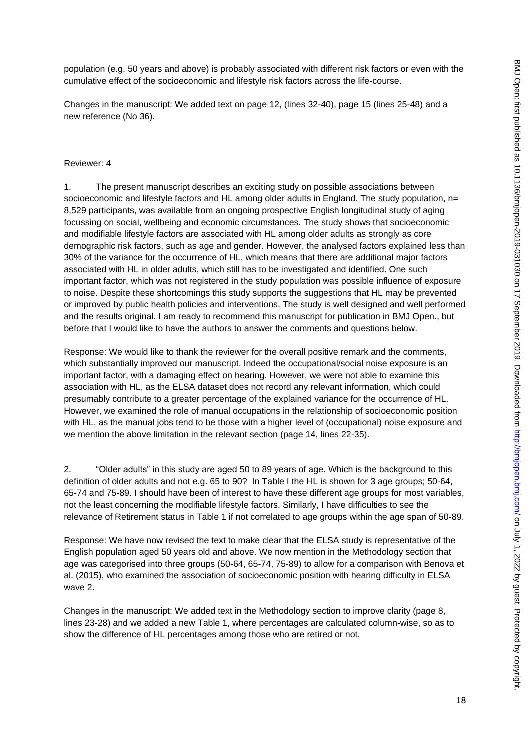population (e.g. 50 years and above) is probably associated with different risk factors or even with the cumulative effect of the socioeconomic and lifestyle risk factors across the life-course.

Changes in the manuscript: We added text on page 12, (lines 32-40), page 15 (lines 25-48) and a new reference (No 36).

Reviewer: 4

1. The present manuscript describes an exciting study on possible associations between socioeconomic and lifestyle factors and HL among older adults in England. The study population, n= 8,529 participants, was available from an ongoing prospective English longitudinal study of aging focussing on social, wellbeing and economic circumstances. The study shows that socioeconomic and modifiable lifestyle factors are associated with HL among older adults as strongly as core demographic risk factors, such as age and gender. However, the analysed factors explained less than 30% of the variance for the occurrence of HL, which means that there are additional major factors associated with HL in older adults, which still has to be investigated and identified. One such important factor, which was not registered in the study population was possible influence of exposure to noise. Despite these shortcomings this study supports the suggestions that HL may be prevented or improved by public health policies and interventions. The study is well designed and well performed and the results original. I am ready to recommend this manuscript for publication in BMJ Open., but before that I would like to have the authors to answer the comments and questions below.

Response: We would like to thank the reviewer for the overall positive remark and the comments, which substantially improved our manuscript. Indeed the occupational/social noise exposure is an important factor, with a damaging effect on hearing. However, we were not able to examine this association with HL, as the ELSA dataset does not record any relevant information, which could presumably contribute to a greater percentage of the explained variance for the occurrence of HL. However, we examined the role of manual occupations in the relationship of socioeconomic position with HL, as the manual jobs tend to be those with a higher level of (occupational) noise exposure and we mention the above limitation in the relevant section (page 14, lines 22-35).

2. "Older adults" in this study are aged 50 to 89 years of age. Which is the background to this definition of older adults and not e.g. 65 to 90? In Table I the HL is shown for 3 age groups; 50-64, 65-74 and 75-89. I should have been of interest to have these different age groups for most variables, not the least concerning the modifiable lifestyle factors. Similarly, I have difficulties to see the relevance of Retirement status in Table 1 if not correlated to age groups within the age span of 50-89.

Response: We have now revised the text to make clear that the ELSA study is representative of the English population aged 50 years old and above. We now mention in the Methodology section that age was categorised into three groups (50-64, 65-74, 75-89) to allow for a comparison with Benova et al. (2015), who examined the association of socioeconomic position with hearing difficulty in ELSA wave 2.

Changes in the manuscript: We added text in the Methodology section to improve clarity (page 8, lines 23-28) and we added a new Table 1, where percentages are calculated column-wise, so as to show the difference of HL percentages among those who are retired or not.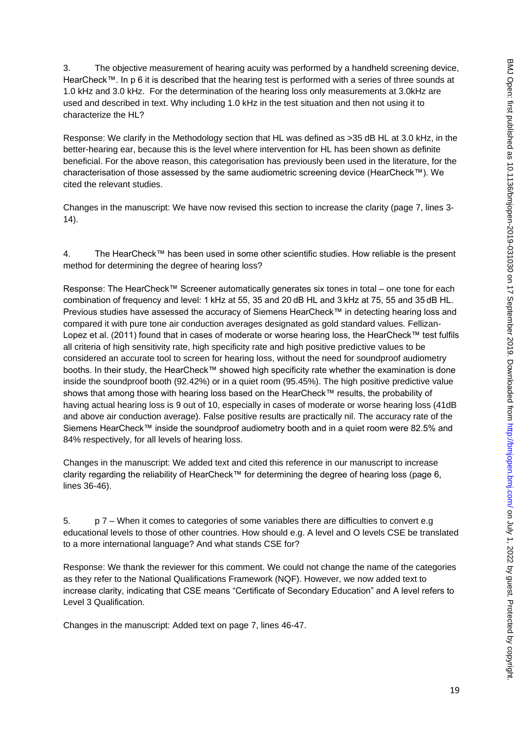3. The objective measurement of hearing acuity was performed by a handheld screening device, HearCheck™. In p 6 it is described that the hearing test is performed with a series of three sounds at 1.0 kHz and 3.0 kHz. For the determination of the hearing loss only measurements at 3.0kHz are used and described in text. Why including 1.0 kHz in the test situation and then not using it to characterize the HL?

Response: We clarify in the Methodology section that HL was defined as >35 dB HL at 3.0 kHz, in the better-hearing ear, because this is the level where intervention for HL has been shown as definite beneficial. For the above reason, this categorisation has previously been used in the literature, for the characterisation of those assessed by the same audiometric screening device (HearCheck™). We cited the relevant studies.

Changes in the manuscript: We have now revised this section to increase the clarity (page 7, lines 3-14).

4. The HearCheck™ has been used in some other scientific studies. How reliable is the present method for determining the degree of hearing loss?

Response: The HearCheck™ Screener automatically generates six tones in total – one tone for each combination of frequency and level: 1 kHz at 55, 35 and 20 dB HL and 3 kHz at 75, 55 and 35 dB HL. Previous studies have assessed the accuracy of Siemens HearCheck™ in detecting hearing loss and compared it with pure tone air conduction averages designated as gold standard values. Fellizan-Lopez et al. (2011) found that in cases of moderate or worse hearing loss, the HearCheck™ test fulfils all criteria of high sensitivity rate, high specificity rate and high positive predictive values to be considered an accurate tool to screen for hearing loss, without the need for soundproof audiometry booths. In their study, the HearCheck™ showed high specificity rate whether the examination is done inside the soundproof booth (92.42%) or in a quiet room (95.45%). The high positive predictive value shows that among those with hearing loss based on the HearCheck™ results, the probability of having actual hearing loss is 9 out of 10, especially in cases of moderate or worse hearing loss (41dB and above air conduction average). False positive results are practically nil. The accuracy rate of the Siemens HearCheck™ inside the soundproof audiometry booth and in a quiet room were 82.5% and 84% respectively, for all levels of hearing loss.

Changes in the manuscript: We added text and cited this reference in our manuscript to increase clarity regarding the reliability of HearCheck™ for determining the degree of hearing loss (page 6, lines 36-46).

5. p 7 – When it comes to categories of some variables there are difficulties to convert e.g educational levels to those of other countries. How should e.g. A level and O levels CSE be translated to a more international language? And what stands CSE for?

Response: We thank the reviewer for this comment. We could not change the name of the categories as they refer to the National Qualifications Framework (NQF). However, we now added text to increase clarity, indicating that CSE means "Certificate of Secondary Education" and A level refers to Level 3 Qualification.

Changes in the manuscript: Added text on page 7, lines 46-47.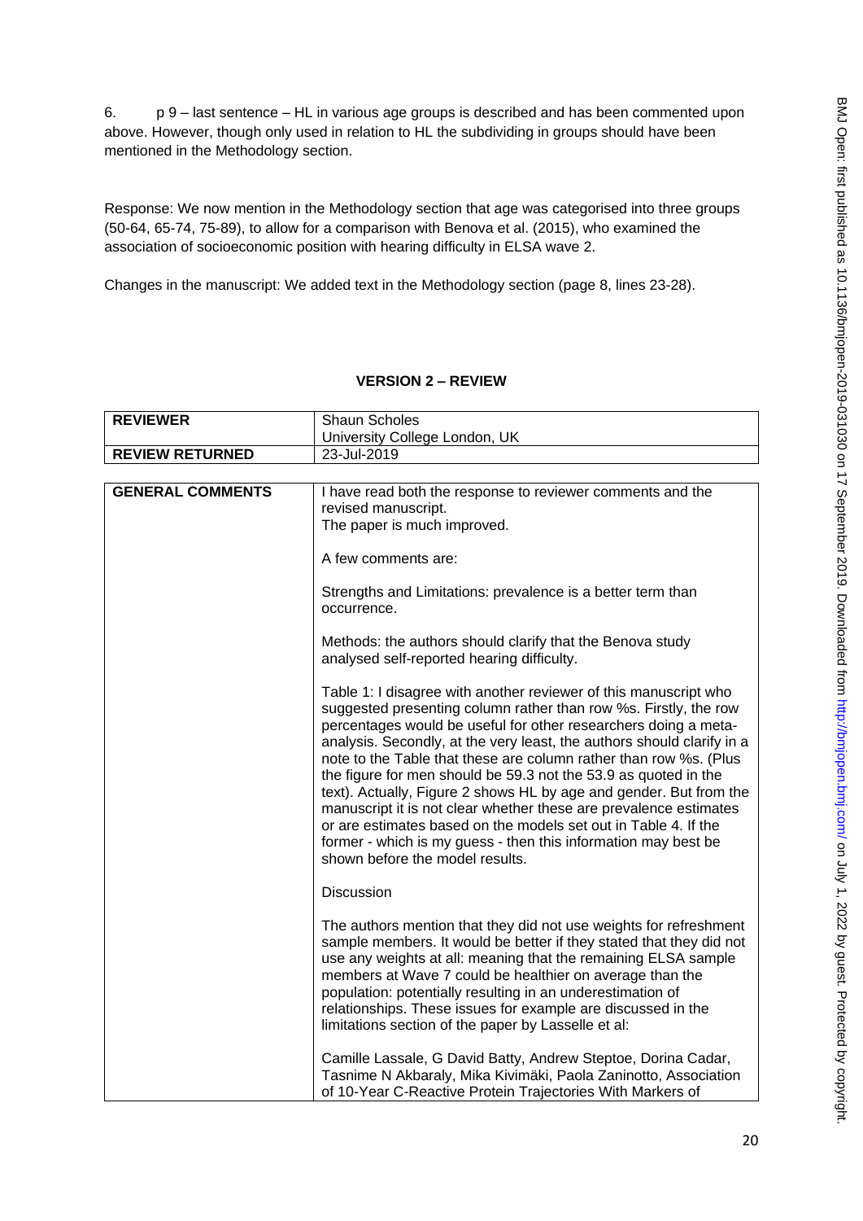6. p 9 – last sentence – HL in various age groups is described and has been commented upon above. However, though only used in relation to HL the subdividing in groups should have been mentioned in the Methodology section.

Response: We now mention in the Methodology section that age was categorised into three groups (50-64, 65-74, 75-89), to allow for a comparison with Benova et al. (2015), who examined the association of socioeconomic position with hearing difficulty in ELSA wave 2.

Changes in the manuscript: We added text in the Methodology section (page 8, lines 23-28).

## VERSION 2 – REVIEW

| **REVIEWER** | Shaun Scholes<br>University College London, UK |
|---|---|
| **REVIEW RETURNED** | 23-Jul-2019 |

| **GENERAL COMMENTS** | I have read both the response to reviewer comments and the revised manuscript.<br>The paper is much improved.<br><br>A few comments are:<br><br>Strengths and Limitations: prevalence is a better term than occurrence.<br><br>Methods: the authors should clarify that the Benova study analysed self-reported hearing difficulty.<br><br>Table 1: I disagree with another reviewer of this manuscript who suggested presenting column rather than row %s. Firstly, the row percentages would be useful for other researchers doing a meta-analysis. Secondly, at the very least, the authors should clarify in a note to the Table that these are column rather than row %s. (Plus the figure for men should be 59.3 not the 53.9 as quoted in the text). Actually, Figure 2 shows HL by age and gender. But from the manuscript it is not clear whether these are prevalence estimates or are estimates based on the models set out in Table 4. If the former - which is my guess - then this information may best be shown before the model results.<br><br>Discussion<br><br>The authors mention that they did not use weights for refreshment sample members. It would be better if they stated that they did not use any weights at all: meaning that the remaining ELSA sample members at Wave 7 could be healthier on average than the population: potentially resulting in an underestimation of relationships. These issues for example are discussed in the limitations section of the paper by Lasselle et al:<br><br>Camille Lassale, G David Batty, Andrew Steptoe, Dorina Cadar, Tasnime N Akbaraly, Mika Kivimäki, Paola Zaninotto, Association of 10-Year C-Reactive Protein Trajectories With Markers of |
|---|---|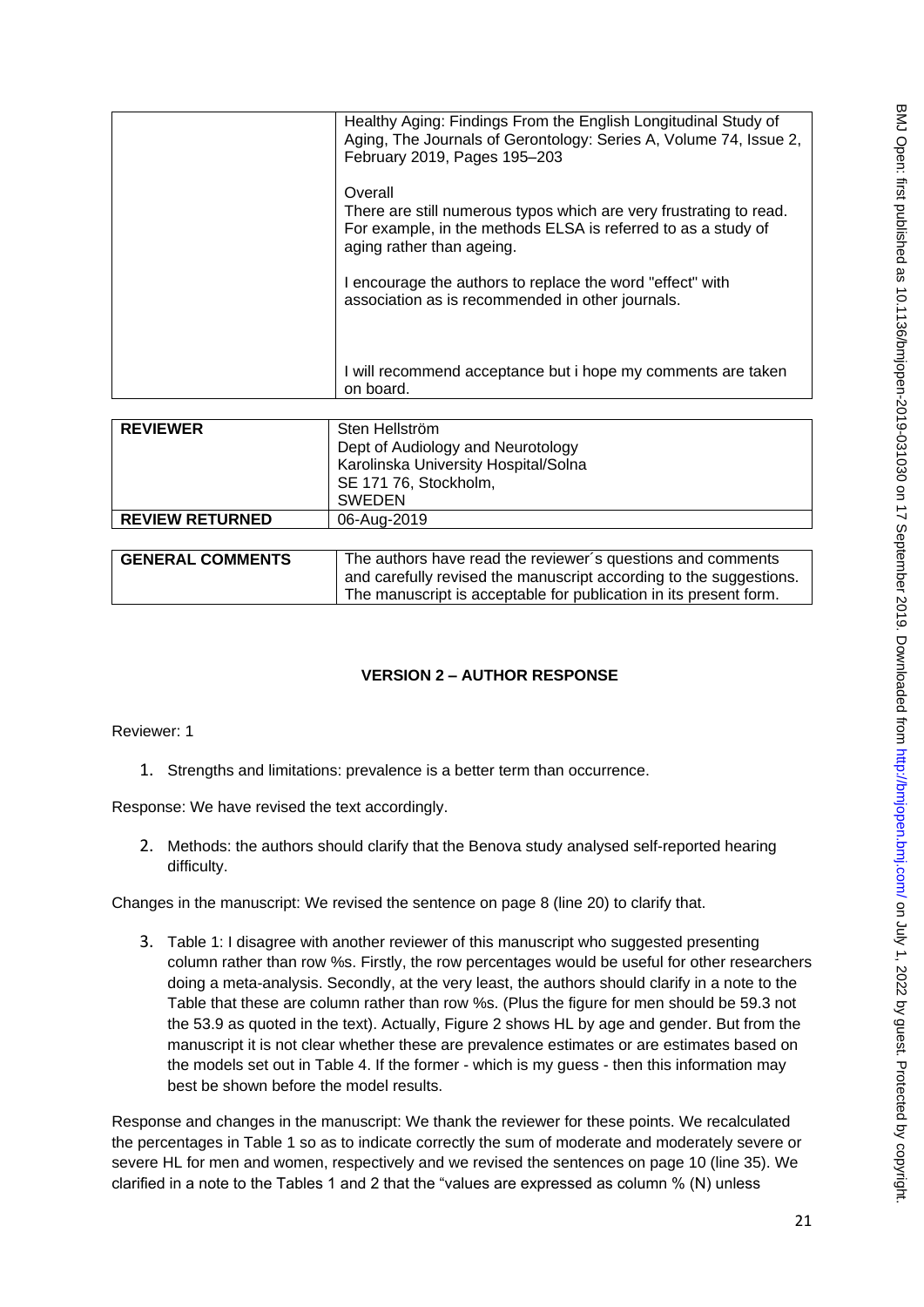| | Healthy Aging: Findings From the English Longitudinal Study of Aging, The Journals of Gerontology: Series A, Volume 74, Issue 2, February 2019, Pages 195–203<br><br>Overall<br>There are still numerous typos which are very frustrating to read. For example, in the methods ELSA is referred to as a study of aging rather than ageing.<br><br>I encourage the authors to replace the word "effect" with association as is recommended in other journals.<br><br>I will recommend acceptance but i hope my comments are taken on board. |
|---|---|

| **REVIEWER** | Sten Hellström<br>Dept of Audiology and Neurotology<br>Karolinska University Hospital/Solna<br>SE 171 76, Stockholm,<br>SWEDEN |
|---|---|
| **REVIEW RETURNED** | 06-Aug-2019 |

| **GENERAL COMMENTS** | The authors have read the reviewer´s questions and comments and carefully revised the manuscript according to the suggestions. The manuscript is acceptable for publication in its present form. |
|---|---|

## VERSION 2 – AUTHOR RESPONSE

Reviewer: 1

1. Strengths and limitations: prevalence is a better term than occurrence.

Response: We have revised the text accordingly.

2. Methods: the authors should clarify that the Benova study analysed self-reported hearing difficulty.

Changes in the manuscript: We revised the sentence on page 8 (line 20) to clarify that.

3. Table 1: I disagree with another reviewer of this manuscript who suggested presenting column rather than row %s. Firstly, the row percentages would be useful for other researchers doing a meta-analysis. Secondly, at the very least, the authors should clarify in a note to the Table that these are column rather than row %s. (Plus the figure for men should be 59.3 not the 53.9 as quoted in the text). Actually, Figure 2 shows HL by age and gender. But from the manuscript it is not clear whether these are prevalence estimates or are estimates based on the models set out in Table 4. If the former - which is my guess - then this information may best be shown before the model results.

Response and changes in the manuscript: We thank the reviewer for these points. We recalculated the percentages in Table 1 so as to indicate correctly the sum of moderate and moderately severe or severe HL for men and women, respectively and we revised the sentences on page 10 (line 35). We clarified in a note to the Tables 1 and 2 that the "values are expressed as column % (N) unless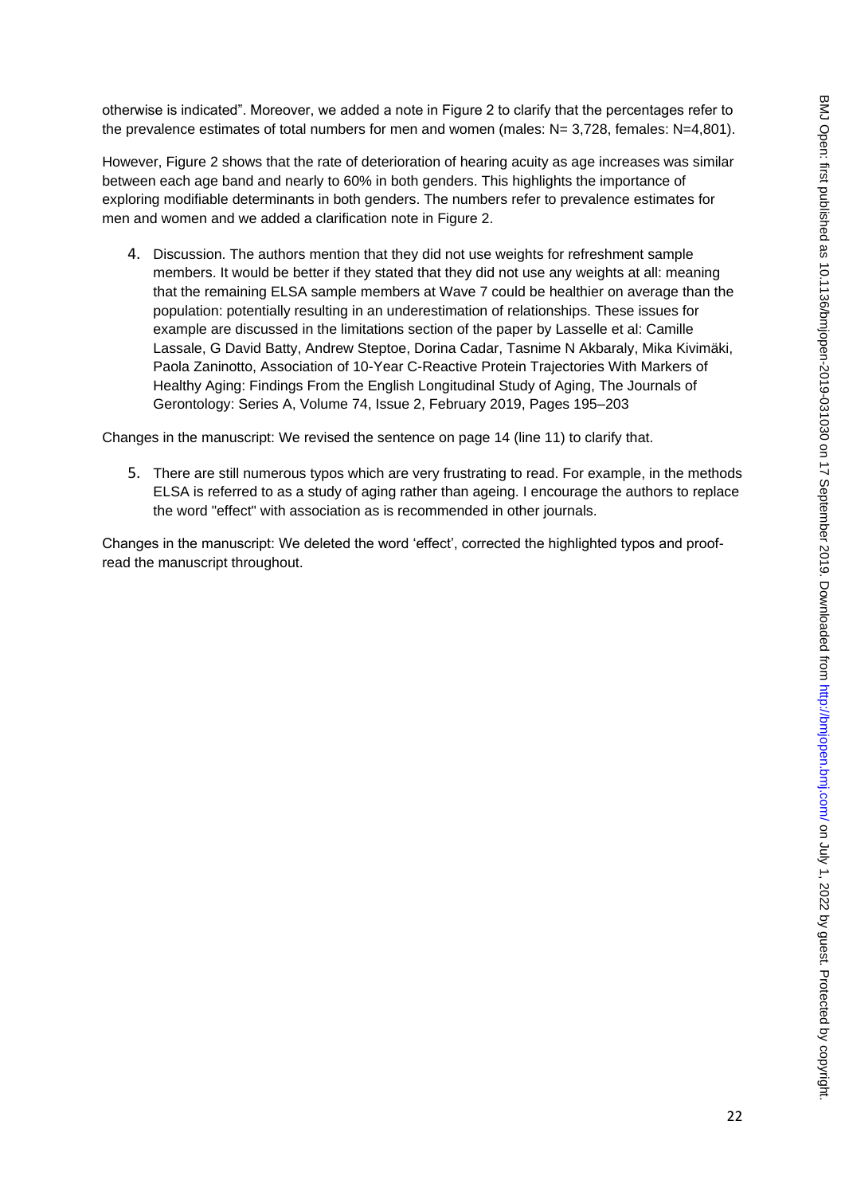otherwise is indicated". Moreover, we added a note in Figure 2 to clarify that the percentages refer to the prevalence estimates of total numbers for men and women (males: N= 3,728, females: N=4,801).

However, Figure 2 shows that the rate of deterioration of hearing acuity as age increases was similar between each age band and nearly to 60% in both genders. This highlights the importance of exploring modifiable determinants in both genders. The numbers refer to prevalence estimates for men and women and we added a clarification note in Figure 2.

4. Discussion. The authors mention that they did not use weights for refreshment sample members. It would be better if they stated that they did not use any weights at all: meaning that the remaining ELSA sample members at Wave 7 could be healthier on average than the population: potentially resulting in an underestimation of relationships. These issues for example are discussed in the limitations section of the paper by Lasselle et al: Camille Lassale, G David Batty, Andrew Steptoe, Dorina Cadar, Tasnime N Akbaraly, Mika Kivimäki, Paola Zaninotto, Association of 10-Year C-Reactive Protein Trajectories With Markers of Healthy Aging: Findings From the English Longitudinal Study of Aging, The Journals of Gerontology: Series A, Volume 74, Issue 2, February 2019, Pages 195–203

Changes in the manuscript: We revised the sentence on page 14 (line 11) to clarify that.

5. There are still numerous typos which are very frustrating to read. For example, in the methods ELSA is referred to as a study of aging rather than ageing. I encourage the authors to replace the word "effect" with association as is recommended in other journals.

Changes in the manuscript: We deleted the word 'effect', corrected the highlighted typos and proof-read the manuscript throughout.